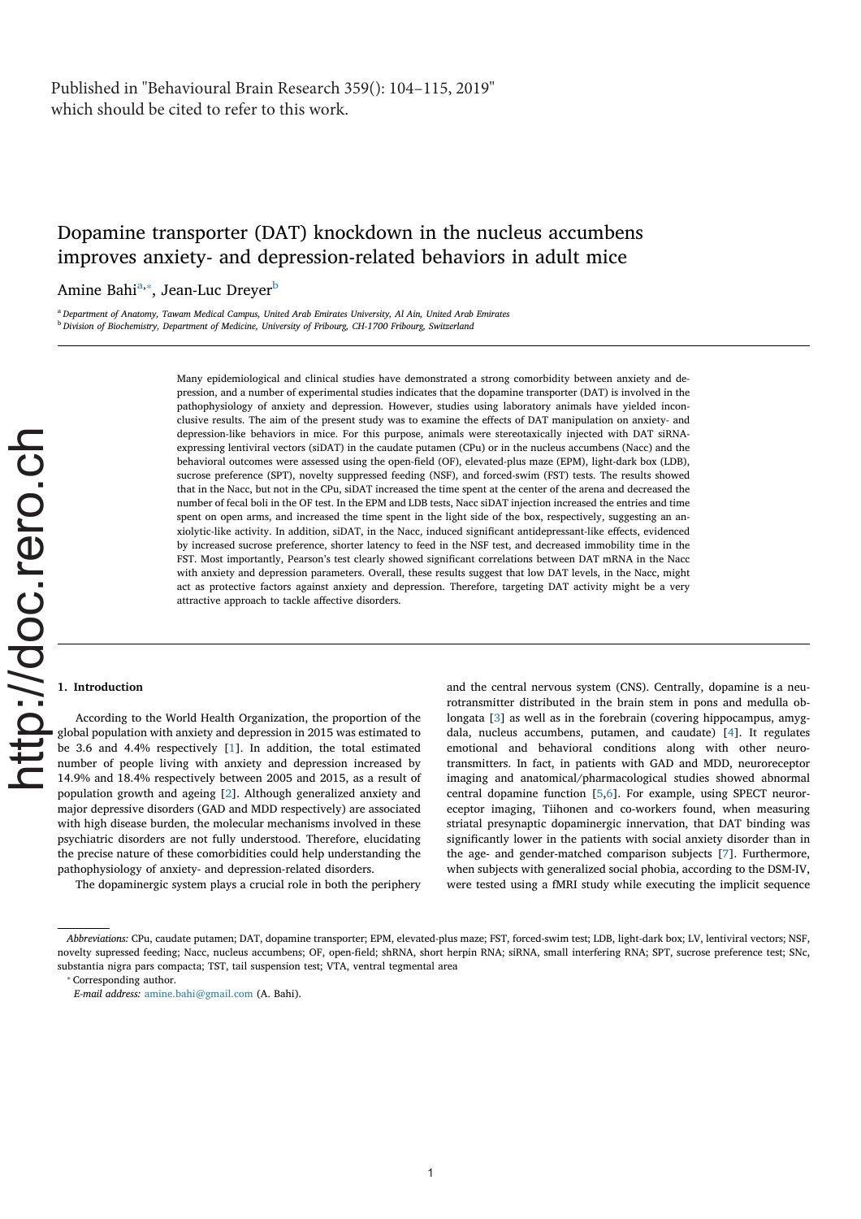Published in "Behavioural Brain Research 359(): 104–115, 2019" which should be cited to refer to this work.

# Dopamine transporter (DAT) knockdown in the nucleus accumbens improves anxiety- and depression-related behaviors in adult mice

Amine Bahi[a,*], Jean-Luc Dreyer[b]

[a] *Department of Anatomy, Tawam Medical Campus, United Arab Emirates University, Al Ain, United Arab Emirates*
[b] *Division of Biochemistry, Department of Medicine, University of Fribourg, CH-1700 Fribourg, Switzerland*

Many epidemiological and clinical studies have demonstrated a strong comorbidity between anxiety and depression, and a number of experimental studies indicates that the dopamine transporter (DAT) is involved in the pathophysiology of anxiety and depression. However, studies using laboratory animals have yielded inconclusive results. The aim of the present study was to examine the effects of DAT manipulation on anxiety- and depression-like behaviors in mice. For this purpose, animals were stereotaxically injected with DAT siRNA-expressing lentiviral vectors (siDAT) in the caudate putamen (CPu) or in the nucleus accumbens (Nacc) and the behavioral outcomes were assessed using the open-field (OF), elevated-plus maze (EPM), light-dark box (LDB), sucrose preference (SPT), novelty suppressed feeding (NSF), and forced-swim (FST) tests. The results showed that in the Nacc, but not in the CPu, siDAT increased the time spent at the center of the arena and decreased the number of fecal boli in the OF test. In the EPM and LDB tests, Nacc siDAT injection increased the entries and time spent on open arms, and increased the time spent in the light side of the box, respectively, suggesting an anxiolytic-like activity. In addition, siDAT, in the Nacc, induced significant antidepressant-like effects, evidenced by increased sucrose preference, shorter latency to feed in the NSF test, and decreased immobility time in the FST. Most importantly, Pearson's test clearly showed significant correlations between DAT mRNA in the Nacc with anxiety and depression parameters. Overall, these results suggest that low DAT levels, in the Nacc, might act as protective factors against anxiety and depression. Therefore, targeting DAT activity might be a very attractive approach to tackle affective disorders.

## 1. Introduction

According to the World Health Organization, the proportion of the global population with anxiety and depression in 2015 was estimated to be 3.6 and 4.4% respectively [1]. In addition, the total estimated number of people living with anxiety and depression increased by 14.9% and 18.4% respectively between 2005 and 2015, as a result of population growth and ageing [2]. Although generalized anxiety and major depressive disorders (GAD and MDD respectively) are associated with high disease burden, the molecular mechanisms involved in these psychiatric disorders are not fully understood. Therefore, elucidating the precise nature of these comorbidities could help understanding the pathophysiology of anxiety- and depression-related disorders.

The dopaminergic system plays a crucial role in both the periphery and the central nervous system (CNS). Centrally, dopamine is a neurotransmitter distributed in the brain stem in pons and medulla oblongata [3] as well as in the forebrain (covering hippocampus, amygdala, nucleus accumbens, putamen, and caudate) [4]. It regulates emotional and behavioral conditions along with other neurotransmitters. In fact, in patients with GAD and MDD, neuroreceptor imaging and anatomical/pharmacological studies showed abnormal central dopamine function [5,6]. For example, using SPECT neuroreceptor imaging, Tiihonen and co-workers found, when measuring striatal presynaptic dopaminergic innervation, that DAT binding was significantly lower in the patients with social anxiety disorder than in the age- and gender-matched comparison subjects [7]. Furthermore, when subjects with generalized social phobia, according to the DSM-IV, were tested using a fMRI study while executing the implicit sequence

---

*Abbreviations:* CPu, caudate putamen; DAT, dopamine transporter; EPM, elevated-plus maze; FST, forced-swim test; LDB, light-dark box; LV, lentiviral vectors; NSF, novelty supressed feeding; Nacc, nucleus accumbens; OF, open-field; shRNA, short herpin RNA; siRNA, small interfering RNA; SPT, sucrose preference test; SNc, substantia nigra pars compacta; TST, tail suspension test; VTA, ventral tegmental area

\* Corresponding author.
*E-mail address:* amine.bahi@gmail.com (A. Bahi).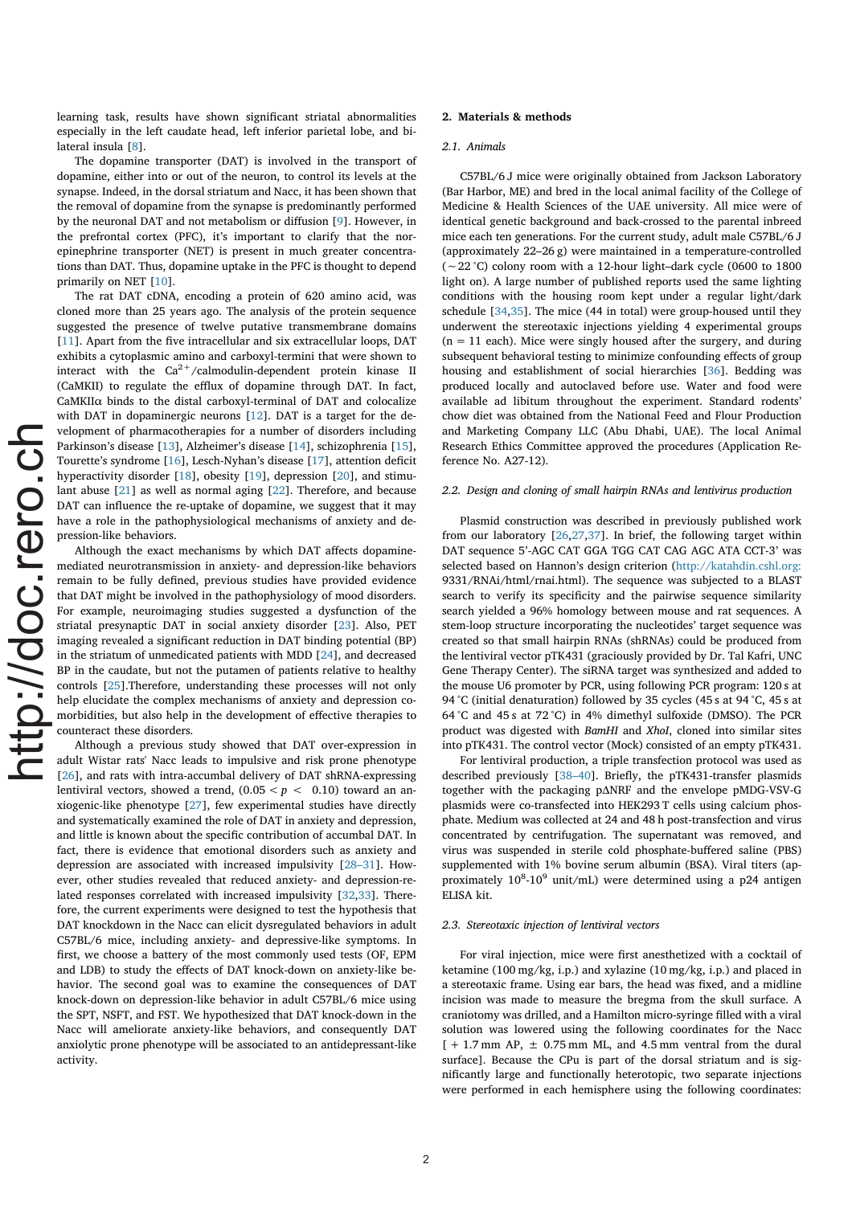learning task, results have shown significant striatal abnormalities especially in the left caudate head, left inferior parietal lobe, and bilateral insula [8].

The dopamine transporter (DAT) is involved in the transport of dopamine, either into or out of the neuron, to control its levels at the synapse. Indeed, in the dorsal striatum and Nacc, it has been shown that the removal of dopamine from the synapse is predominantly performed by the neuronal DAT and not metabolism or diffusion [9]. However, in the prefrontal cortex (PFC), it's important to clarify that the norepinephrine transporter (NET) is present in much greater concentrations than DAT. Thus, dopamine uptake in the PFC is thought to depend primarily on NET [10].

The rat DAT cDNA, encoding a protein of 620 amino acid, was cloned more than 25 years ago. The analysis of the protein sequence suggested the presence of twelve putative transmembrane domains [11]. Apart from the five intracellular and six extracellular loops, DAT exhibits a cytoplasmic amino and carboxyl-termini that were shown to interact with the $Ca^{2+}$/calmodulin-dependent protein kinase II (CaMKII) to regulate the efflux of dopamine through DAT. In fact, CaMKIIα binds to the distal carboxyl-terminal of DAT and colocalize with DAT in dopaminergic neurons [12]. DAT is a target for the development of pharmacotherapies for a number of disorders including Parkinson's disease [13], Alzheimer's disease [14], schizophrenia [15], Tourette's syndrome [16], Lesch-Nyhan's disease [17], attention deficit hyperactivity disorder [18], obesity [19], depression [20], and stimulant abuse [21] as well as normal aging [22]. Therefore, and because DAT can influence the re-uptake of dopamine, we suggest that it may have a role in the pathophysiological mechanisms of anxiety and depression-like behaviors.

Although the exact mechanisms by which DAT affects dopamine-mediated neurotransmission in anxiety- and depression-like behaviors remain to be fully defined, previous studies have provided evidence that DAT might be involved in the pathophysiology of mood disorders. For example, neuroimaging studies suggested a dysfunction of the striatal presynaptic DAT in social anxiety disorder [23]. Also, PET imaging revealed a significant reduction in DAT binding potential (BP) in the striatum of unmedicated patients with MDD [24], and decreased BP in the caudate, but not the putamen of patients relative to healthy controls [25].Therefore, understanding these processes will not only help elucidate the complex mechanisms of anxiety and depression comorbidities, but also help in the development of effective therapies to counteract these disorders.

Although a previous study showed that DAT over-expression in adult Wistar rats' Nacc leads to impulsive and risk prone phenotype [26], and rats with intra-accumbal delivery of DAT shRNA-expressing lentiviral vectors, showed a trend, ($0.05 < p < 0.10$) toward an anxiogenic-like phenotype [27], few experimental studies have directly and systematically examined the role of DAT in anxiety and depression, and little is known about the specific contribution of accumbal DAT. In fact, there is evidence that emotional disorders such as anxiety and depression are associated with increased impulsivity [28–31]. However, other studies revealed that reduced anxiety- and depression-related responses correlated with increased impulsivity [32,33]. Therefore, the current experiments were designed to test the hypothesis that DAT knockdown in the Nacc can elicit dysregulated behaviors in adult C57BL/6 mice, including anxiety- and depressive-like symptoms. In first, we choose a battery of the most commonly used tests (OF, EPM and LDB) to study the effects of DAT knock-down on anxiety-like behavior. The second goal was to examine the consequences of DAT knock-down on depression-like behavior in adult C57BL/6 mice using the SPT, NSFT, and FST. We hypothesized that DAT knock-down in the Nacc will ameliorate anxiety-like behaviors, and consequently DAT anxiolytic prone phenotype will be associated to an antidepressant-like activity.

## 2. Materials & methods

### 2.1. Animals

C57BL/6 J mice were originally obtained from Jackson Laboratory (Bar Harbor, ME) and bred in the local animal facility of the College of Medicine & Health Sciences of the UAE university. All mice were of identical genetic background and back-crossed to the parental inbreed mice each ten generations. For the current study, adult male C57BL/6 J (approximately 22–26 g) were maintained in a temperature-controlled (~22 °C) colony room with a 12-hour light–dark cycle (0600 to 1800 light on). A large number of published reports used the same lighting conditions with the housing room kept under a regular light/dark schedule [34,35]. The mice (44 in total) were group-housed until they underwent the stereotaxic injections yielding 4 experimental groups (n = 11 each). Mice were singly housed after the surgery, and during subsequent behavioral testing to minimize confounding effects of group housing and establishment of social hierarchies [36]. Bedding was produced locally and autoclaved before use. Water and food were available ad libitum throughout the experiment. Standard rodents' chow diet was obtained from the National Feed and Flour Production and Marketing Company LLC (Abu Dhabi, UAE). The local Animal Research Ethics Committee approved the procedures (Application Reference No. A27-12).

### 2.2. Design and cloning of small hairpin RNAs and lentivirus production

Plasmid construction was described in previously published work from our laboratory [26,27,37]. In brief, the following target within DAT sequence 5'-AGC CAT GGA TGG CAT CAG AGC ATA CCT-3' was selected based on Hannon's design criterion (http://katahdin.cshl.org:9331/RNAi/html/rnai.html). The sequence was subjected to a BLAST search to verify its specificity and the pairwise sequence similarity search yielded a 96% homology between mouse and rat sequences. A stem-loop structure incorporating the nucleotides' target sequence was created so that small hairpin RNAs (shRNAs) could be produced from the lentiviral vector pTK431 (graciously provided by Dr. Tal Kafri, UNC Gene Therapy Center). The siRNA target was synthesized and added to the mouse U6 promoter by PCR, using following PCR program: 120 s at 94 °C (initial denaturation) followed by 35 cycles (45 s at 94 °C, 45 s at 64 °C and 45 s at 72 °C) in 4% dimethyl sulfoxide (DMSO). The PCR product was digested with *BamHI* and *XhoI*, cloned into similar sites into pTK431. The control vector (Mock) consisted of an empty pTK431.

For lentiviral production, a triple transfection protocol was used as described previously [38–40]. Briefly, the pTK431-transfer plasmids together with the packaging pΔNRF and the envelope pMDG-VSV-G plasmids were co-transfected into HEK293 T cells using calcium phosphate. Medium was collected at 24 and 48 h post-transfection and virus concentrated by centrifugation. The supernatant was removed, and virus was suspended in sterile cold phosphate-buffered saline (PBS) supplemented with 1% bovine serum albumin (BSA). Viral titers (approximately $10^8$-$10^9$ unit/mL) were determined using a p24 antigen ELISA kit.

### 2.3. Stereotaxic injection of lentiviral vectors

For viral injection, mice were first anesthetized with a cocktail of ketamine (100 mg/kg, i.p.) and xylazine (10 mg/kg, i.p.) and placed in a stereotaxic frame. Using ear bars, the head was fixed, and a midline incision was made to measure the bregma from the skull surface. A craniotomy was drilled, and a Hamilton micro-syringe filled with a viral solution was lowered using the following coordinates for the Nacc [ + 1.7 mm AP, ± 0.75 mm ML, and 4.5 mm ventral from the dural surface]. Because the CPu is part of the dorsal striatum and is significantly large and functionally heterotopic, two separate injections were performed in each hemisphere using the following coordinates: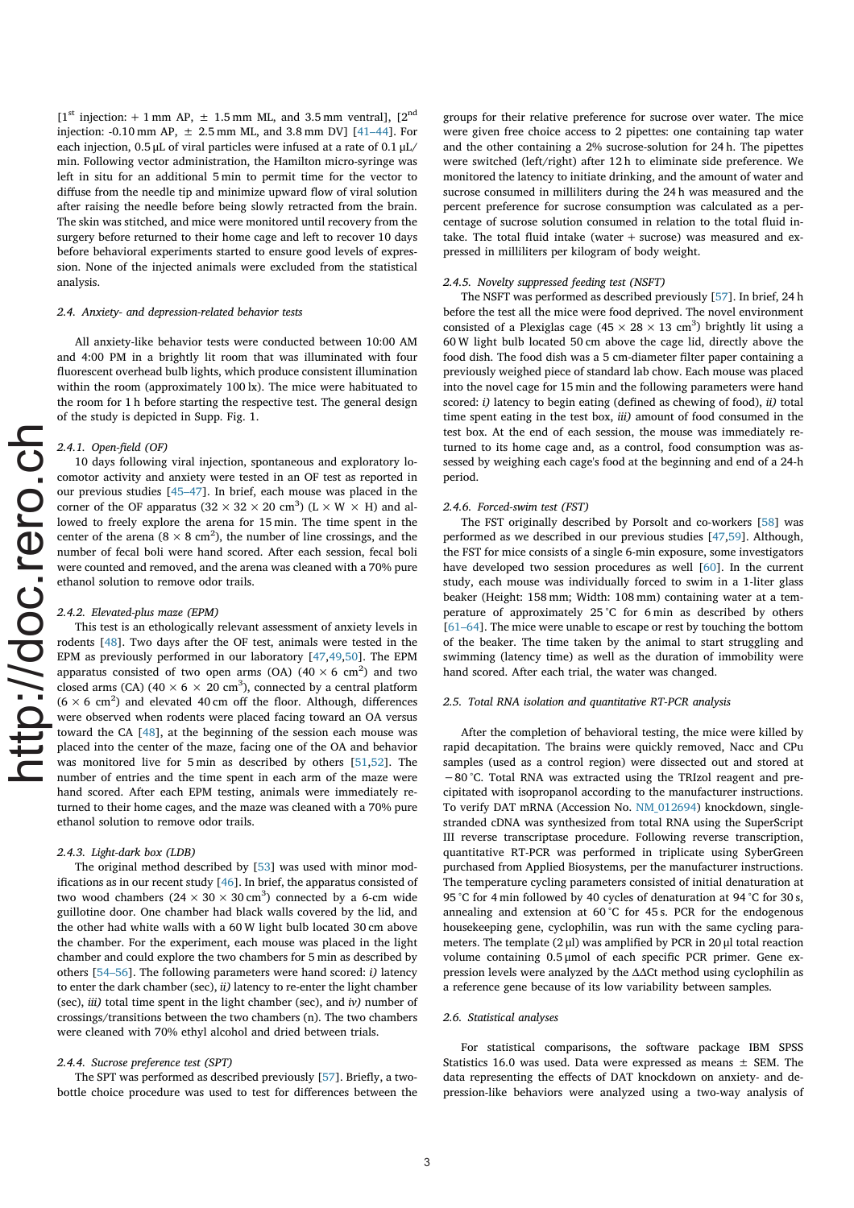[1st injection: + 1 mm AP, ± 1.5 mm ML, and 3.5 mm ventral], [2nd injection: -0.10 mm AP, ± 2.5 mm ML, and 3.8 mm DV] [41–44]. For each injection, 0.5 μL of viral particles were infused at a rate of 0.1 μL/min. Following vector administration, the Hamilton micro-syringe was left in situ for an additional 5 min to permit time for the vector to diffuse from the needle tip and minimize upward flow of viral solution after raising the needle before being slowly retracted from the brain. The skin was stitched, and mice were monitored until recovery from the surgery before returned to their home cage and left to recover 10 days before behavioral experiments started to ensure good levels of expression. None of the injected animals were excluded from the statistical analysis.

### 2.4. Anxiety- and depression-related behavior tests

All anxiety-like behavior tests were conducted between 10:00 AM and 4:00 PM in a brightly lit room that was illuminated with four fluorescent overhead bulb lights, which produce consistent illumination within the room (approximately 100 lx). The mice were habituated to the room for 1 h before starting the respective test. The general design of the study is depicted in Supp. Fig. 1.

#### 2.4.1. Open-field (OF)

10 days following viral injection, spontaneous and exploratory locomotor activity and anxiety were tested in an OF test as reported in our previous studies [45–47]. In brief, each mouse was placed in the corner of the OF apparatus (32 × 32 × 20 cm$^3$) (L × W × H) and allowed to freely explore the arena for 15 min. The time spent in the center of the arena (8 × 8 cm$^2$), the number of line crossings, and the number of fecal boli were hand scored. After each session, fecal boli were counted and removed, and the arena was cleaned with a 70% pure ethanol solution to remove odor trails.

#### 2.4.2. Elevated-plus maze (EPM)

This test is an ethologically relevant assessment of anxiety levels in rodents [48]. Two days after the OF test, animals were tested in the EPM as previously performed in our laboratory [47,49,50]. The EPM apparatus consisted of two open arms (OA) (40 × 6 cm$^2$) and two closed arms (CA) (40 × 6 × 20 cm$^3$), connected by a central platform (6 × 6 cm$^2$) and elevated 40 cm off the floor. Although, differences were observed when rodents were placed facing toward an OA versus toward the CA [48], at the beginning of the session each mouse was placed into the center of the maze, facing one of the OA and behavior was monitored live for 5 min as described by others [51,52]. The number of entries and the time spent in each arm of the maze were hand scored. After each EPM testing, animals were immediately returned to their home cages, and the maze was cleaned with a 70% pure ethanol solution to remove odor trails.

#### 2.4.3. Light-dark box (LDB)

The original method described by [53] was used with minor modifications as in our recent study [46]. In brief, the apparatus consisted of two wood chambers (24 × 30 × 30 cm$^3$) connected by a 6-cm wide guillotine door. One chamber had black walls covered by the lid, and the other had white walls with a 60 W light bulb located 30 cm above the chamber. For the experiment, each mouse was placed in the light chamber and could explore the two chambers for 5 min as described by others [54–56]. The following parameters were hand scored: *i)* latency to enter the dark chamber (sec), *ii)* latency to re-enter the light chamber (sec), *iii)* total time spent in the light chamber (sec), and *iv)* number of crossings/transitions between the two chambers (n). The two chambers were cleaned with 70% ethyl alcohol and dried between trials.

#### 2.4.4. Sucrose preference test (SPT)

The SPT was performed as described previously [57]. Briefly, a two-bottle choice procedure was used to test for differences between the groups for their relative preference for sucrose over water. The mice were given free choice access to 2 pipettes: one containing tap water and the other containing a 2% sucrose-solution for 24 h. The pipettes were switched (left/right) after 12 h to eliminate side preference. We monitored the latency to initiate drinking, and the amount of water and sucrose consumed in milliliters during the 24 h was measured and the percent preference for sucrose consumption was calculated as a percentage of sucrose solution consumed in relation to the total fluid intake. The total fluid intake (water + sucrose) was measured and expressed in milliliters per kilogram of body weight.

#### 2.4.5. Novelty suppressed feeding test (NSFT)

The NSFT was performed as described previously [57]. In brief, 24 h before the test all the mice were food deprived. The novel environment consisted of a Plexiglas cage (45 × 28 × 13 cm$^3$) brightly lit using a 60 W light bulb located 50 cm above the cage lid, directly above the food dish. The food dish was a 5 cm-diameter filter paper containing a previously weighed piece of standard lab chow. Each mouse was placed into the novel cage for 15 min and the following parameters were hand scored: *i)* latency to begin eating (defined as chewing of food), *ii)* total time spent eating in the test box, *iii)* amount of food consumed in the test box. At the end of each session, the mouse was immediately returned to its home cage and, as a control, food consumption was assessed by weighing each cage's food at the beginning and end of a 24-h period.

#### 2.4.6. Forced-swim test (FST)

The FST originally described by Porsolt and co-workers [58] was performed as we described in our previous studies [47,59]. Although, the FST for mice consists of a single 6-min exposure, some investigators have developed two session procedures as well [60]. In the current study, each mouse was individually forced to swim in a 1-liter glass beaker (Height: 158 mm; Width: 108 mm) containing water at a temperature of approximately 25 °C for 6 min as described by others [61–64]. The mice were unable to escape or rest by touching the bottom of the beaker. The time taken by the animal to start struggling and swimming (latency time) as well as the duration of immobility were hand scored. After each trial, the water was changed.

### 2.5. Total RNA isolation and quantitative RT-PCR analysis

After the completion of behavioral testing, the mice were killed by rapid decapitation. The brains were quickly removed, Nacc and CPu samples (used as a control region) were dissected out and stored at −80 °C. Total RNA was extracted using the TRIzol reagent and precipitated with isopropanol according to the manufacturer instructions. To verify DAT mRNA (Accession No. NM_012694) knockdown, single-stranded cDNA was synthesized from total RNA using the SuperScript III reverse transcriptase procedure. Following reverse transcription, quantitative RT-PCR was performed in triplicate using SyberGreen purchased from Applied Biosystems, per the manufacturer instructions. The temperature cycling parameters consisted of initial denaturation at 95 °C for 4 min followed by 40 cycles of denaturation at 94 °C for 30 s, annealing and extension at 60 °C for 45 s. PCR for the endogenous housekeeping gene, cyclophilin, was run with the same cycling parameters. The template (2 μl) was amplified by PCR in 20 μl total reaction volume containing 0.5 μmol of each specific PCR primer. Gene expression levels were analyzed by the ΔΔCt method using cyclophilin as a reference gene because of its low variability between samples.

### 2.6. Statistical analyses

For statistical comparisons, the software package IBM SPSS Statistics 16.0 was used. Data were expressed as means ± SEM. The data representing the effects of DAT knockdown on anxiety- and depression-like behaviors were analyzed using a two-way analysis of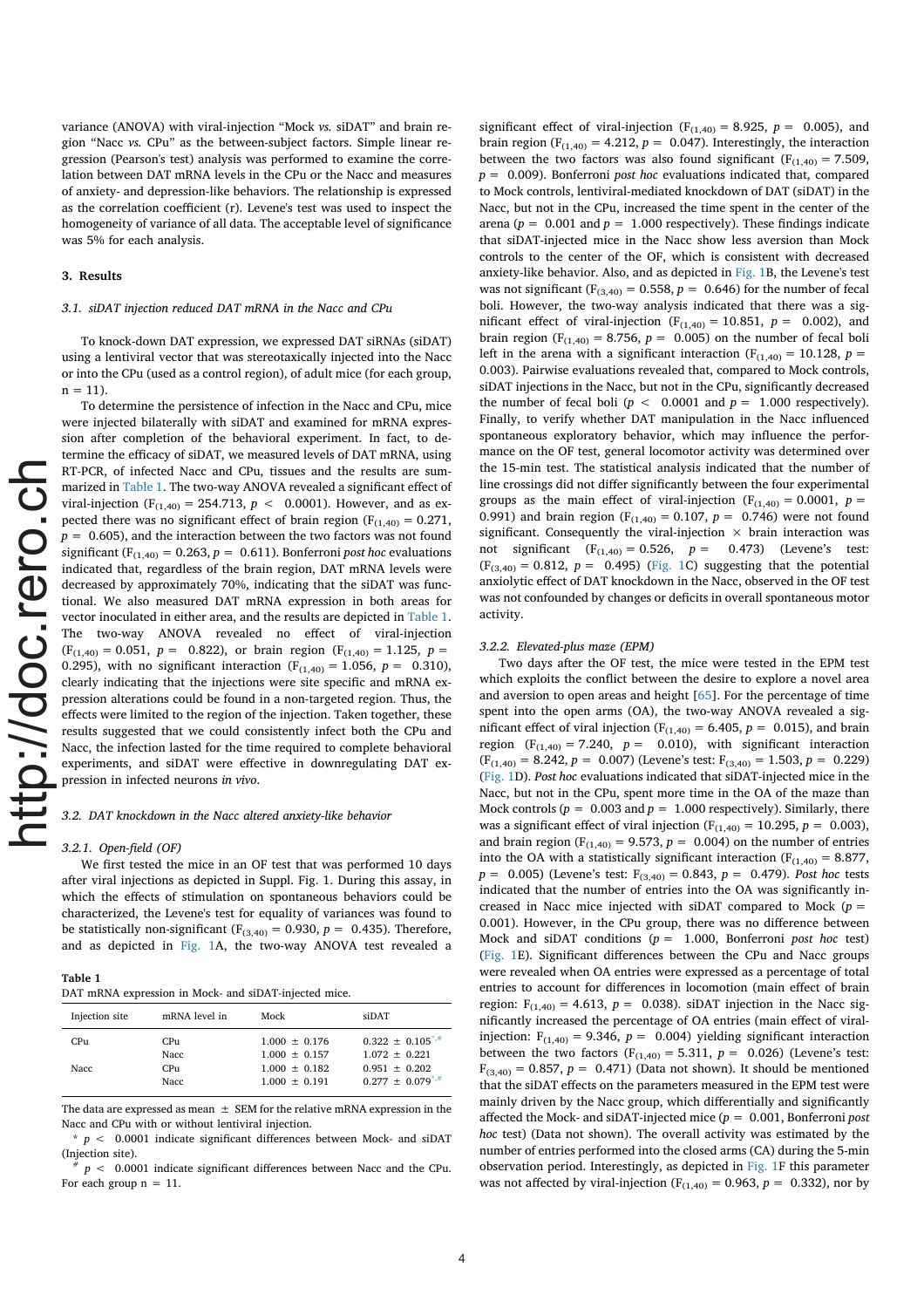variance (ANOVA) with viral-injection "Mock *vs.* siDAT" and brain region "Nacc *vs.* CPu" as the between-subject factors. Simple linear regression (Pearson's test) analysis was performed to examine the correlation between DAT mRNA levels in the CPu or the Nacc and measures of anxiety- and depression-like behaviors. The relationship is expressed as the correlation coefficient (r). Levene's test was used to inspect the homogeneity of variance of all data. The acceptable level of significance was 5% for each analysis.

## 3. Results

### 3.1. siDAT injection reduced DAT mRNA in the Nacc and CPu

To knock-down DAT expression, we expressed DAT siRNAs (siDAT) using a lentiviral vector that was stereotaxically injected into the Nacc or into the CPu (used as a control region), of adult mice (for each group, n = 11).

To determine the persistence of infection in the Nacc and CPu, mice were injected bilaterally with siDAT and examined for mRNA expression after completion of the behavioral experiment. In fact, to determine the efficacy of siDAT, we measured levels of DAT mRNA, using RT-PCR, of infected Nacc and CPu, tissues and the results are summarized in Table 1. The two-way ANOVA revealed a significant effect of viral-injection ($F_{(1,40)} = 254.713$, $p < 0.0001$). However, and as expected there was no significant effect of brain region ($F_{(1,40)} = 0.271$, $p = 0.605$), and the interaction between the two factors was not found significant ($F_{(1,40)} = 0.263$, $p = 0.611$). Bonferroni *post hoc* evaluations indicated that, regardless of the brain region, DAT mRNA levels were decreased by approximately 70%, indicating that the siDAT was functional. We also measured DAT mRNA expression in both areas for vector inoculated in either area, and the results are depicted in Table 1. The two-way ANOVA revealed no effect of viral-injection ($F_{(1,40)} = 0.051$, $p = 0.822$), or brain region ($F_{(1,40)} = 1.125$, $p = 0.295$), with no significant interaction ($F_{(1,40)} = 1.056$, $p = 0.310$), clearly indicating that the injections were site specific and mRNA expression alterations could be found in a non-targeted region. Thus, the effects were limited to the region of the injection. Taken together, these results suggested that we could consistently infect both the CPu and Nacc, the infection lasted for the time required to complete behavioral experiments, and siDAT were effective in downregulating DAT expression in infected neurons *in vivo*.

### 3.2. DAT knockdown in the Nacc altered anxiety-like behavior

#### 3.2.1. Open-field (OF)

We first tested the mice in an OF test that was performed 10 days after viral injections as depicted in Suppl. Fig. 1. During this assay, in which the effects of stimulation on spontaneous behaviors could be characterized, the Levene's test for equality of variances was found to be statistically non-significant ($F_{(3,40)} = 0.930$, $p = 0.435$). Therefore, and as depicted in Fig. 1A, the two-way ANOVA test revealed a significant effect of viral-injection ($F_{(1,40)} = 8.925$, $p = 0.005$), and brain region ($F_{(1,40)} = 4.212$, $p = 0.047$). Interestingly, the interaction between the two factors was also found significant ($F_{(1,40)} = 7.509$, $p = 0.009$). Bonferroni *post hoc* evaluations indicated that, compared to Mock controls, lentiviral-mediated knockdown of DAT (siDAT) in the Nacc, but not in the CPu, increased the time spent in the center of the arena ($p = 0.001$ and $p = 1.000$ respectively). These findings indicate that siDAT-injected mice in the Nacc show less aversion than Mock controls to the center of the OF, which is consistent with decreased anxiety-like behavior. Also, and as depicted in Fig. 1B, the Levene's test was not significant ($F_{(3,40)} = 0.558$, $p = 0.646$) for the number of fecal boli. However, the two-way analysis indicated that there was a significant effect of viral-injection ($F_{(1,40)} = 10.851$, $p = 0.002$), and brain region ($F_{(1,40)} = 8.756$, $p = 0.005$) on the number of fecal boli left in the arena with a significant interaction ($F_{(1,40)} = 10.128$, $p = 0.003$). Pairwise evaluations revealed that, compared to Mock controls, siDAT injections in the Nacc, but not in the CPu, significantly decreased the number of fecal boli ($p < 0.0001$ and $p = 1.000$ respectively). Finally, to verify whether DAT manipulation in the Nacc influenced spontaneous exploratory behavior, which may influence the performance on the OF test, general locomotor activity was determined over the 15-min test. The statistical analysis indicated that the number of line crossings did not differ significantly between the four experimental groups as the main effect of viral-injection ($F_{(1,40)} = 0.0001$, $p = 0.991$) and brain region ($F_{(1,40)} = 0.107$, $p = 0.746$) were not found significant. Consequently the viral-injection × brain interaction was not significant ($F_{(1,40)} = 0.526$, $p = 0.473$) (Levene's test: $F_{(3,40)} = 0.812$, $p = 0.495$) (Fig. 1C) suggesting that the potential anxiolytic effect of DAT knockdown in the Nacc, observed in the OF test was not confounded by changes or deficits in overall spontaneous motor activity.

#### 3.2.2. Elevated-plus maze (EPM)

Two days after the OF test, the mice were tested in the EPM test which exploits the conflict between the desire to explore a novel area and aversion to open areas and height [65]. For the percentage of time spent into the open arms (OA), the two-way ANOVA revealed a significant effect of viral injection ($F_{(1,40)} = 6.405$, $p = 0.015$), and brain region ($F_{(1,40)} = 7.240$, $p = 0.010$), with significant interaction ($F_{(1,40)} = 8.242$, $p = 0.007$) (Levene's test: $F_{(3,40)} = 1.503$, $p = 0.229$) (Fig. 1D). *Post hoc* evaluations indicated that siDAT-injected mice in the Nacc, but not in the CPu, spent more time in the OA of the maze than Mock controls ($p = 0.003$ and $p = 1.000$ respectively). Similarly, there was a significant effect of viral injection ($F_{(1,40)} = 10.295$, $p = 0.003$), and brain region ($F_{(1,40)} = 9.573$, $p = 0.004$) on the number of entries into the OA with a statistically significant interaction ($F_{(1,40)} = 8.877$, $p = 0.005$) (Levene's test: $F_{(3,40)} = 0.843$, $p = 0.479$). *Post hoc* tests indicated that the number of entries into the OA was significantly increased in Nacc mice injected with siDAT compared to Mock ($p = 0.001$). However, in the CPu group, there was no difference between Mock and siDAT conditions ($p = 1.000$, Bonferroni *post hoc* test) (Fig. 1E). Significant differences between the CPu and Nacc groups were revealed when OA entries were expressed as a percentage of total entries to account for differences in locomotion (main effect of brain region: $F_{(1,40)} = 4.613$, $p = 0.038$). siDAT injection in the Nacc significantly increased the percentage of OA entries (main effect of viral-injection: $F_{(1,40)} = 9.346$, $p = 0.004$) yielding significant interaction between the two factors ($F_{(1,40)} = 5.311$, $p = 0.026$) (Levene's test: $F_{(3,40)} = 0.857$, $p = 0.471$) (Data not shown). It should be mentioned that the siDAT effects on the parameters measured in the EPM test were mainly driven by the Nacc group, which differentially and significantly affected the Mock- and siDAT-injected mice ($p = 0.001$, Bonferroni *post hoc* test) (Data not shown). The overall activity was estimated by the number of entries performed into the closed arms (CA) during the 5-min observation period. Interestingly, as depicted in Fig. 1F this parameter was not affected by viral-injection ($F_{(1,40)} = 0.963$, $p = 0.332$), nor by

**Table 1**
DAT mRNA expression in Mock- and siDAT-injected mice.

| Injection site | mRNA level in | Mock | siDAT |
|---|---|---|---|
| CPu | CPu | 1.000 ± 0.176 | 0.322 ± 0.105*,# |
| | Nacc | 1.000 ± 0.157 | 1.072 ± 0.221 |
| Nacc | CPu | 1.000 ± 0.182 | 0.951 ± 0.202 |
| | Nacc | 1.000 ± 0.191 | 0.277 ± 0.079*,# |

The data are expressed as mean ± SEM for the relative mRNA expression in the Nacc and CPu with or without lentiviral injection.

\* $p < 0.0001$ indicate significant differences between Mock- and siDAT (Injection site).

\# $p < 0.0001$ indicate significant differences between Nacc and the CPu. For each group n = 11.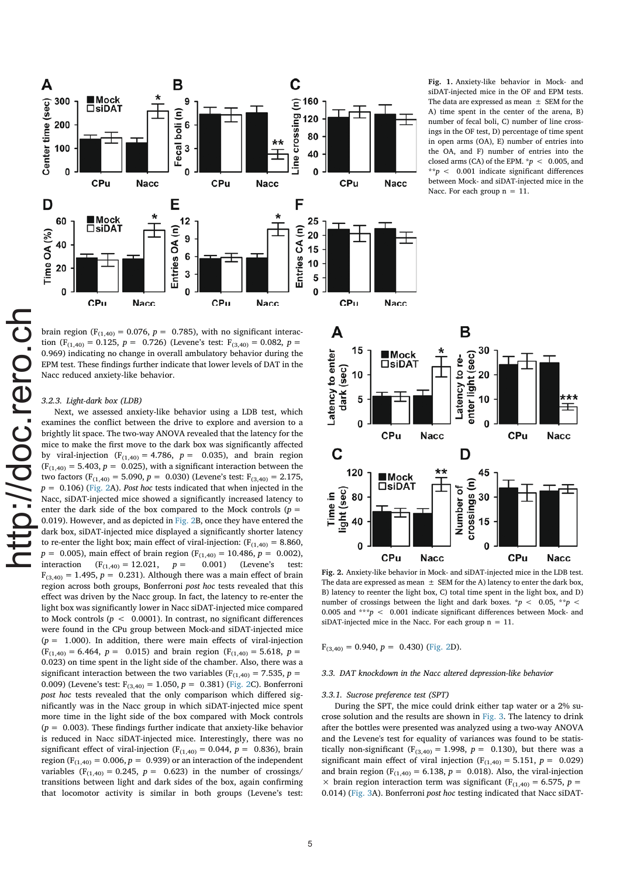Fig. 1. Anxiety-like behavior in Mock- and siDAT-injected mice in the OF and EPM tests. The data are expressed as mean ± SEM for the A) time spent in the center of the arena, B) number of fecal boli, C) number of line crossings in the OF test, D) percentage of time spent in open arms (OA), E) number of entries into the OA, and F) number of entries into the closed arms (CA) of the EPM. *$p <$ 0.005, and **$p <$ 0.001 indicate significant differences between Mock- and siDAT-injected mice in the Nacc. For each group n = 11.

brain region ($F_{(1,40)}$ = 0.076, $p$ = 0.785), with no significant interaction ($F_{(1,40)}$ = 0.125, $p$ = 0.726) (Levene's test: $F_{(3,40)}$ = 0.082, $p$ = 0.969) indicating no change in overall ambulatory behavior during the EPM test. These findings further indicate that lower levels of DAT in the Nacc reduced anxiety-like behavior.

### 3.2.3. Light-dark box (LDB)

Next, we assessed anxiety-like behavior using a LDB test, which examines the conflict between the drive to explore and aversion to a brightly lit space. The two-way ANOVA revealed that the latency for the mice to make the first move to the dark box was significantly affected by viral-injection ($F_{(1,40)}$ = 4.786, $p$ = 0.035), and brain region ($F_{(1,40)}$ = 5.403, $p$ = 0.025), with a significant interaction between the two factors ($F_{(1,40)}$ = 5.090, $p$ = 0.030) (Levene's test: $F_{(3,40)}$ = 2.175, $p$ = 0.106) (Fig. 2A). *Post hoc* tests indicated that when injected in the Nacc, siDAT-injected mice showed a significantly increased latency to enter the dark side of the box compared to the Mock controls ($p$ = 0.019). However, and as depicted in Fig. 2B, once they have entered the dark box, siDAT-injected mice displayed a significantly shorter latency to re-enter the light box; main effect of viral-injection: ($F_{(1,40)}$ = 8.860, $p$ = 0.005), main effect of brain region ($F_{(1,40)}$ = 10.486, $p$ = 0.002), interaction ($F_{(1,40)}$ = 12.021, $p$ = 0.001) (Levene's test: $F_{(3,40)}$ = 1.495, $p$ = 0.231). Although there was a main effect of brain region across both groups, Bonferroni *post hoc* tests revealed that this effect was driven by the Nacc group. In fact, the latency to re-enter the light box was significantly lower in Nacc siDAT-injected mice compared to Mock controls ($p <$ 0.0001). In contrast, no significant differences were found in the CPu group between Mock-and siDAT-injected mice ($p$ = 1.000). In addition, there were main effects of viral-injection ($F_{(1,40)}$ = 6.464, $p$ = 0.015) and brain region ($F_{(1,40)}$ = 5.618, $p$ = 0.023) on time spent in the light side of the chamber. Also, there was a significant interaction between the two variables ($F_{(1,40)}$ = 7.535, $p$ = 0.009) (Levene's test: $F_{(3,40)}$ = 1.050, $p$ = 0.381) (Fig. 2C). Bonferroni *post hoc* tests revealed that the only comparison which differed significantly was in the Nacc group in which siDAT-injected mice spent more time in the light side of the box compared with Mock controls ($p$ = 0.003). These findings further indicate that anxiety-like behavior is reduced in Nacc siDAT-injected mice. Interestingly, there was no significant effect of viral-injection ($F_{(1,40)}$ = 0.044, $p$ = 0.836), brain region ($F_{(1,40)}$ = 0.006, $p$ = 0.939) or an interaction of the independent variables ($F_{(1,40)}$ = 0.245, $p$ = 0.623) in the number of crossings/transitions between light and dark sides of the box, again confirming that locomotor activity is similar in both groups (Levene's test: $F_{(3,40)}$ = 0.940, $p$ = 0.430) (Fig. 2D).

Fig. 2. Anxiety-like behavior in Mock- and siDAT-injected mice in the LDB test. The data are expressed as mean ± SEM for the A) latency to enter the dark box, B) latency to reenter the light box, C) total time spent in the light box, and D) number of crossings between the light and dark boxes. *$p <$ 0.05, **$p <$ 0.005 and ***$p <$ 0.001 indicate significant differences between Mock- and siDAT-injected mice in the Nacc. For each group n = 11.

## 3.3. DAT knockdown in the Nacc altered depression-like behavior

### 3.3.1. Sucrose preference test (SPT)

During the SPT, the mice could drink either tap water or a 2% sucrose solution and the results are shown in Fig. 3. The latency to drink after the bottles were presented was analyzed using a two-way ANOVA and the Levene's test for equality of variances was found to be statistically non-significant ($F_{(3,40)}$ = 1.998, $p$ = 0.130), but there was a significant main effect of viral injection ($F_{(1,40)}$ = 5.151, $p$ = 0.029) and brain region ($F_{(1,40)}$ = 6.138, $p$ = 0.018). Also, the viral-injection × brain region interaction term was significant ($F_{(1,40)}$ = 6.575, $p$ = 0.014) (Fig. 3A). Bonferroni *post hoc* testing indicated that Nacc siDAT-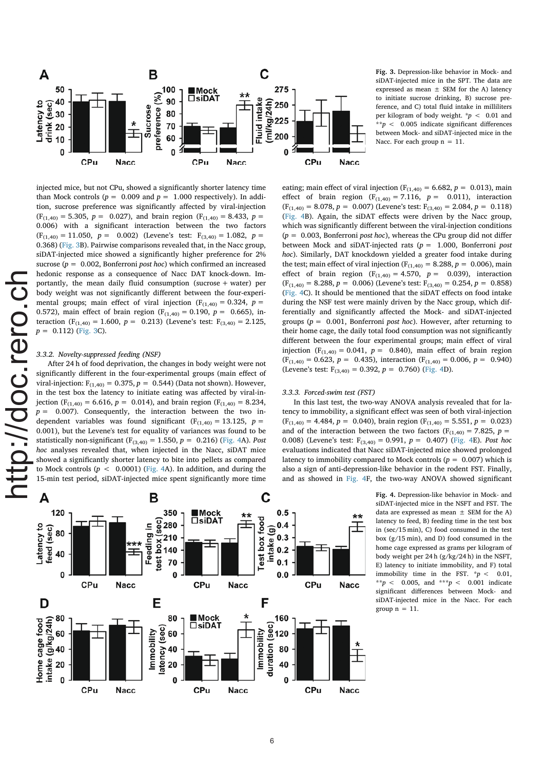**Fig. 3.** Depression-like behavior in Mock- and siDAT-injected mice in the SPT. The data are expressed as mean ± SEM for the A) latency to initiate sucrose drinking, B) sucrose preference, and C) total fluid intake in milliliters per kilogram of body weight. \*$p < 0.01$ and \*\*$p < 0.005$ indicate significant differences between Mock- and siDAT-injected mice in the Nacc. For each group n = 11.

injected mice, but not CPu, showed a significantly shorter latency time than Mock controls ($p = 0.009$ and $p = 1.000$ respectively). In addition, sucrose preference was significantly affected by viral-injection ($F_{(1,40)} = 5.305$, $p = 0.027$), and brain region ($F_{(1,40)} = 8.433$, $p = 0.006$) with a significant interaction between the two factors ($F_{(1,40)} = 11.050$, $p = 0.002$) (Levene's test: $F_{(3,40)} = 1.082$, $p = 0.368$) (Fig. 3B). Pairwise comparisons revealed that, in the Nacc group, siDAT-injected mice showed a significantly higher preference for 2% sucrose ($p = 0.002$, Bonferroni *post hoc*) which confirmed an increased hedonic response as a consequence of Nacc DAT knock-down. Importantly, the mean daily fluid consumption (sucrose + water) per body weight was not significantly different between the four-experimental groups; main effect of viral injection ($F_{(1,40)} = 0.324$, $p = 0.572$), main effect of brain region ($F_{(1,40)} = 0.190$, $p = 0.665$), interaction ($F_{(1,40)} = 1.600$, $p = 0.213$) (Levene's test: $F_{(3,40)} = 2.125$, $p = 0.112$) (Fig. 3C).

#### 3.3.2. Novelty-suppressed feeding (NSF)

After 24 h of food deprivation, the changes in body weight were not significantly different in the four-experimental groups (main effect of viral-injection: $F_{(1,40)} = 0.375$, $p = 0.544$) (Data not shown). However, in the test box the latency to initiate eating was affected by viral-injection ($F_{(1,40)} = 6.616$, $p = 0.014$), and brain region ($F_{(1,40)} = 8.234$, $p = 0.007$). Consequently, the interaction between the two independent variables was found significant ($F_{(1,40)} = 13.125$, $p = 0.001$), but the Levene's test for equality of variances was found to be statistically non-significant ($F_{(3,40)} = 1.550$, $p = 0.216$) (Fig. 4A). *Post hoc* analyses revealed that, when injected in the Nacc, siDAT mice showed a significantly shorter latency to bite into pellets as compared to Mock controls ($p < 0.0001$) (Fig. 4A). In addition, and during the 15-min test period, siDAT-injected mice spent significantly more time eating; main effect of viral injection ($F_{(1,40)} = 6.682$, $p = 0.013$), main effect of brain region ($F_{(1,40)} = 7.116$, $p = 0.011$), interaction ($F_{(1,40)} = 8.078$, $p = 0.007$) (Levene's test: $F_{(3,40)} = 2.084$, $p = 0.118$) (Fig. 4B). Again, the siDAT effects were driven by the Nacc group, which was significantly different between the viral-injection conditions ($p = 0.003$, Bonferroni *post hoc*), whereas the CPu group did not differ between Mock and siDAT-injected rats ($p = 1.000$, Bonferroni *post hoc*). Similarly, DAT knockdown yielded a greater food intake during the test; main effect of viral injection ($F_{(1,40)} = 8.288$, $p = 0.006$), main effect of brain region ($F_{(1,40)} = 4.570$, $p = 0.039$), interaction ($F_{(1,40)} = 8.288$, $p = 0.006$) (Levene's test: $F_{(3,40)} = 0.254$, $p = 0.858$) (Fig. 4C). It should be mentioned that the siDAT effects on food intake during the NSF test were mainly driven by the Nacc group, which differentially and significantly affected the Mock- and siDAT-injected groups ($p = 0.001$, Bonferroni *post hoc*). However, after returning to their home cage, the daily total food consumption was not significantly different between the four experimental groups; main effect of viral injection ($F_{(1,40)} = 0.041$, $p = 0.840$), main effect of brain region ($F_{(1,40)} = 0.623$, $p = 0.435$), interaction ($F_{(1,40)} = 0.006$, $p = 0.940$) (Levene's test: $F_{(3,40)} = 0.392$, $p = 0.760$) (Fig. 4D).

#### 3.3.3. Forced-swim test (FST)

In this last test, the two-way ANOVA analysis revealed that for latency to immobility, a significant effect was seen of both viral-injection ($F_{(1,40)} = 4.484$, $p = 0.040$), brain region ($F_{(1,40)} = 5.551$, $p = 0.023$) and of the interaction between the two factors ($F_{(1,40)} = 7.825$, $p = 0.008$) (Levene's test: $F_{(3,40)} = 0.991$, $p = 0.407$) (Fig. 4E). *Post hoc* evaluations indicated that Nacc siDAT-injected mice showed prolonged latency to immobility compared to Mock controls ($p = 0.007$) which is also a sign of anti-depression-like behavior in the rodent FST. Finally, and as showed in Fig. 4F, the two-way ANOVA showed significant

**Fig. 4.** Depression-like behavior in Mock- and siDAT-injected mice in the NSFT and FST. The data are expressed as mean ± SEM for the A) latency to feed, B) feeding time in the test box in (sec/15 min), C) food consumed in the test box (g/15 min), and D) food consumed in the home cage expressed as grams per kilogram of body weight per 24 h (g/kg/24 h) in the NSFT, E) latency to initiate immobility, and F) total immobility time in the FST. \*$p < 0.01$, \*\*$p < 0.005$, and \*\*\*$p < 0.001$ indicate significant differences between Mock- and siDAT-injected mice in the Nacc. For each group n = 11.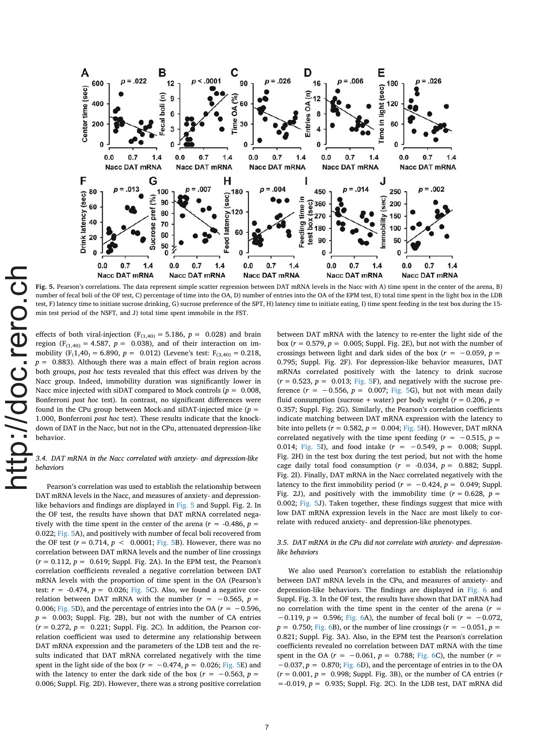**Fig. 5.** Pearson's correlations. The data represent simple scatter regression between DAT mRNA levels in the Nacc with A) time spent in the center of the arena, B) number of fecal boli of the OF test, C) percentage of time into the OA, D) number of entries into the OA of the EPM test, E) total time spent in the light box in the LDB test, F) latency time to initiate sucrose drinking, G) sucrose preference of the SPT, H) latency time to initiate eating, I) time spent feeding in the test box during the 15-min test period of the NSFT, and J) total time spent immobile in the FST.

effects of both viral-injection ($F_{(1,40)} = 4.587$, $p = 0.038$), and brain region ($F_{(1,40)} = 5.186$, $p = 0.028$) and of their interaction on immobility ($F_{(1,40)} = 6.890$, $p = 0.012$) (Levene's test: $F_{(3,40)} = 0.218$, $p = 0.883$). Although there was a main effect of brain region across both groups, *post hoc* tests revealed that this effect was driven by the Nacc group. Indeed, immobility duration was significantly lower in Nacc mice injected with siDAT compared to Mock controls ($p = 0.008$, Bonferroni *post hoc* test). In contrast, no significant differences were found in the CPu group between Mock-and siDAT-injected mice ($p = 1.000$, Bonferroni *post hoc* test). These results indicate that the knockdown of DAT in the Nacc, but not in the CPu, attenuated depression-like behavior.

### *3.4. DAT mRNA in the Nacc correlated with anxiety- and depression-like behaviors*

Pearson's correlation was used to establish the relationship between DAT mRNA levels in the Nacc, and measures of anxiety- and depression-like behaviors and findings are displayed in Fig. 5 and Suppl. Fig. 2. In the OF test, the results have shown that DAT mRNA correlated negatively with the time spent in the center of the arena ($r = -0.486$, $p = 0.022$; Fig. 5A), and positively with number of fecal boli recovered from the OF test ($r = 0.714$, $p < 0.0001$; Fig. 5B). However, there was no correlation between DAT mRNA levels and the number of line crossings ($r = 0.112$, $p = 0.619$; Suppl. Fig. 2A). In the EPM test, the Pearson's correlation coefficients revealed a negative correlation between DAT mRNA levels with the proportion of time spent in the OA (Pearson's test: $r = -0.474$, $p = 0.026$; Fig. 5C). Also, we found a negative correlation between DAT mRNA with the number ($r = -0.565$, $p = 0.006$; Fig. 5D), and the percentage of entries into the OA ($r = -0.596$, $p = 0.003$; Suppl. Fig. 2B), but not with the number of CA entries ($r = 0.272$, $p = 0.221$; Suppl. Fig. 2C). In addition, the Pearson correlation coefficient was used to determine any relationship between DAT mRNA expression and the parameters of the LDB test and the results indicated that DAT mRNA correlated negatively with the time spent in the light side of the box ($r = -0.474$, $p = 0.026$; Fig. 5E) and with the latency to enter the dark side of the box ($r = -0.563$, $p = 0.006$; Suppl. Fig. 2D). However, there was a strong positive correlation between DAT mRNA with the latency to re-enter the light side of the box ($r = 0.579$, $p = 0.005$; Suppl. Fig. 2E), but not with the number of crossings between light and dark sides of the box ($r = -0.059$, $p = 0.795$; Suppl. Fig. 2F). For depression-like behavior measures, DAT mRNAs correlated positively with the latency to drink sucrose ($r = 0.523$, $p = 0.013$; Fig. 5F), and negatively with the sucrose preference ($r = -0.556$, $p = 0.007$; Fig. 5G), but not with mean daily fluid consumption (sucrose + water) per body weight ($r = 0.206$, $p = 0.357$; Suppl. Fig. 2G). Similarly, the Pearson's correlation coefficients indicate matching between DAT mRNA expression with the latency to bite into pellets ($r = 0.582$, $p = 0.004$; Fig. 5H). However, DAT mRNA correlated negatively with the time spent feeding ($r = -0.515$, $p = 0.014$; Fig. 5I), and food intake ($r = -0.549$, $p = 0.008$; Suppl. Fig. 2H) in the test box during the test period, but not with the home cage daily total food consumption ($r = -0.034$, $p = 0.882$; Suppl. Fig. 2I). Finally, DAT mRNA in the Nacc correlated negatively with the latency to the first immobility period ($r = -0.424$, $p = 0.049$; Suppl. Fig. 2J), and positively with the immobility time ($r = 0.628$, $p = 0.002$; Fig. 5J). Taken together, these findings suggest that mice with low DAT mRNA expression levels in the Nacc are most likely to correlate with reduced anxiety- and depression-like phenotypes.

### *3.5. DAT mRNA in the CPu did not correlate with anxiety- and depression-like behaviors*

We also used Pearson's correlation to establish the relationship between DAT mRNA levels in the CPu, and measures of anxiety- and depression-like behaviors. The findings are displayed in Fig. 6 and Suppl. Fig. 3. In the OF test, the results have shown that DAT mRNA had no correlation with the time spent in the center of the arena ($r = -0.119$, $p = 0.596$; Fig. 6A), the number of fecal boli ($r = -0.072$, $p = 0.750$; Fig. 6B), or the number of line crossings ($r = -0.051$, $p = 0.821$; Suppl. Fig. 3A). Also, in the EPM test the Pearson's correlation coefficients revealed no correlation between DAT mRNA with the time spent in the OA ($r = -0.061$, $p = 0.788$; Fig. 6C), the number ($r = -0.037$, $p = 0.870$; Fig. 6D), and the percentage of entries in to the OA ($r = 0.001$, $p = 0.998$; Suppl. Fig. 3B), or the number of CA entries ($r = -0.019$, $p = 0.935$; Suppl. Fig. 2C). In the LDB test, DAT mRNA did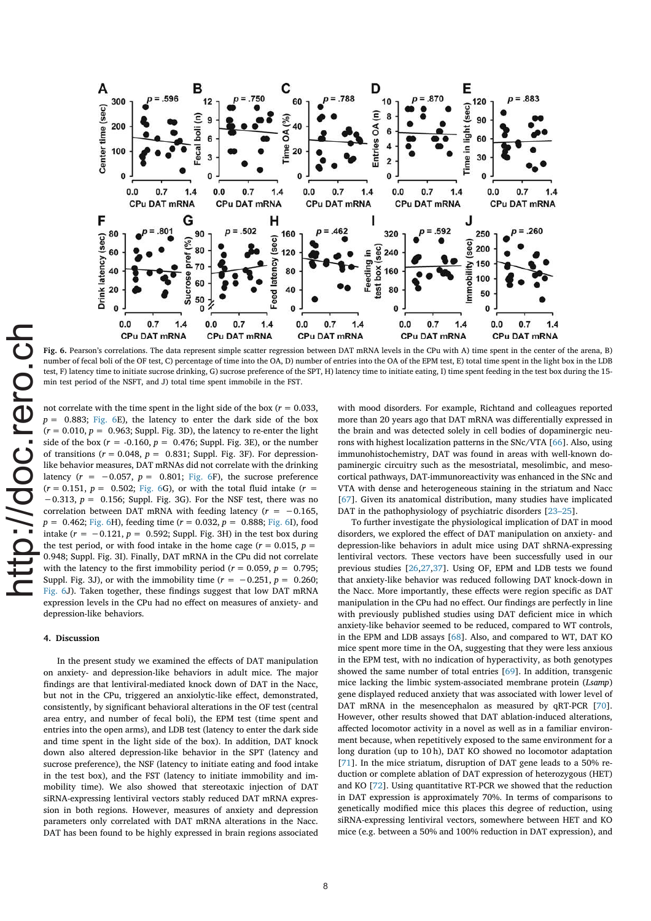**Fig. 6.** Pearson's correlations. The data represent simple scatter regression between DAT mRNA levels in the CPu with A) time spent in the center of the arena, B) number of fecal boli of the OF test, C) percentage of time into the OA, D) number of entries into the OA of the EPM test, E) total time spent in the light box in the LDB test, F) latency time to initiate sucrose drinking, G) sucrose preference of the SPT, H) latency time to initiate eating, I) time spent feeding in the test box during the 15-min test period of the NSFT, and J) total time spent immobile in the FST.

not correlate with the time spent in the light side of the box ($r = 0.033$, $p = 0.883$; Fig. 6E), the latency to enter the dark side of the box ($r = 0.010$, $p = 0.963$; Suppl. Fig. 3D), the latency to re-enter the light side of the box ($r = -0.160$, $p = 0.476$; Suppl. Fig. 3E), or the number of transitions ($r = 0.048$, $p = 0.831$; Suppl. Fig. 3F). For depression-like behavior measures, DAT mRNAs did not correlate with the drinking latency ($r = -0.057$, $p = 0.801$; Fig. 6F), the sucrose preference ($r = 0.151$, $p = 0.502$; Fig. 6G), or with the total fluid intake ($r = -0.313$, $p = 0.156$; Suppl. Fig. 3G). For the NSF test, there was no correlation between DAT mRNA with feeding latency ($r = -0.165$, $p = 0.462$; Fig. 6H), feeding time ($r = 0.032$, $p = 0.888$; Fig. 6I), food intake ($r = -0.121$, $p = 0.592$; Suppl. Fig. 3H) in the test box during the test period, or with food intake in the home cage ($r = 0.015$, $p = 0.948$; Suppl. Fig. 3I). Finally, DAT mRNA in the CPu did not correlate with the latency to the first immobility period ($r = 0.059$, $p = 0.795$; Suppl. Fig. 3J), or with the immobility time ($r = -0.251$, $p = 0.260$; Fig. 6J). Taken together, these findings suggest that low DAT mRNA expression levels in the CPu had no effect on measures of anxiety- and depression-like behaviors.

## 4. Discussion

In the present study we examined the effects of DAT manipulation on anxiety- and depression-like behaviors in adult mice. The major findings are that lentiviral-mediated knock down of DAT in the Nacc, but not in the CPu, triggered an anxiolytic-like effect, demonstrated, consistently, by significant behavioral alterations in the OF test (central area entry, and number of fecal boli), the EPM test (time spent and entries into the open arms), and LDB test (latency to enter the dark side and time spent in the light side of the box). In addition, DAT knock down also altered depression-like behavior in the SPT (latency and sucrose preference), the NSF (latency to initiate eating and food intake in the test box), and the FST (latency to initiate immobility and immobility time). We also showed that stereotaxic injection of DAT siRNA-expressing lentiviral vectors stably reduced DAT mRNA expression in both regions. However, measures of anxiety and depression parameters only correlated with DAT mRNA alterations in the Nacc. DAT has been found to be highly expressed in brain regions associated with mood disorders. For example, Richtand and colleagues reported more than 20 years ago that DAT mRNA was differentially expressed in the brain and was detected solely in cell bodies of dopaminergic neurons with highest localization patterns in the SNc/VTA [66]. Also, using immunohistochemistry, DAT was found in areas with well-known dopaminergic circuitry such as the mesostriatal, mesolimbic, and mesocortical pathways, DAT-immunoreactivity was enhanced in the SNc and VTA with dense and heterogeneous staining in the striatum and Nacc [67]. Given its anatomical distribution, many studies have implicated DAT in the pathophysiology of psychiatric disorders [23–25].

To further investigate the physiological implication of DAT in mood disorders, we explored the effect of DAT manipulation on anxiety- and depression-like behaviors in adult mice using DAT shRNA-expressing lentiviral vectors. These vectors have been successfully used in our previous studies [26,27,37]. Using OF, EPM and LDB tests we found that anxiety-like behavior was reduced following DAT knock-down in the Nacc. More importantly, these effects were region specific as DAT manipulation in the CPu had no effect. Our findings are perfectly in line with previously published studies using DAT deficient mice in which anxiety-like behavior seemed to be reduced, compared to WT controls, in the EPM and LDB assays [68]. Also, and compared to WT, DAT KO mice spent more time in the OA, suggesting that they were less anxious in the EPM test, with no indication of hyperactivity, as both genotypes showed the same number of total entries [69]. In addition, transgenic mice lacking the limbic system-associated membrane protein (*Lsamp*) gene displayed reduced anxiety that was associated with lower level of DAT mRNA in the mesencephalon as measured by qRT-PCR [70]. However, other results showed that DAT ablation-induced alterations, affected locomotor activity in a novel as well as in a familiar environment because, when repetitively exposed to the same environment for a long duration (up to 10 h), DAT KO showed no locomotor adaptation [71]. In the mice striatum, disruption of DAT gene leads to a 50% reduction or complete ablation of DAT expression of heterozygous (HET) and KO [72]. Using quantitative RT-PCR we showed that the reduction in DAT expression is approximately 70%. In terms of comparisons to genetically modified mice this places this degree of reduction, using siRNA-expressing lentiviral vectors, somewhere between HET and KO mice (e.g. between a 50% and 100% reduction in DAT expression), and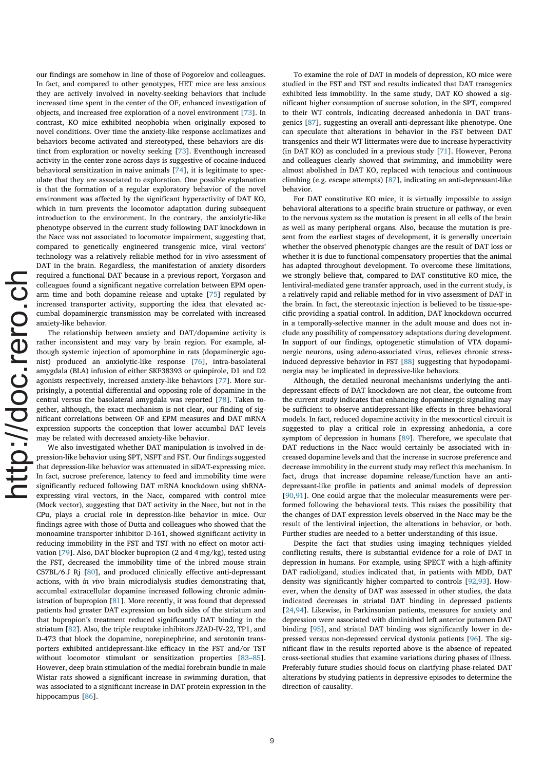our findings are somehow in line of those of Pogorelov and colleagues. In fact, and compared to other genotypes, HET mice are less anxious they are actively involved in novelty-seeking behaviors that include increased time spent in the center of the OF, enhanced investigation of objects, and increased free exploration of a novel environment [73]. In contrast, KO mice exhibited neophobia when originally exposed to novel conditions. Over time the anxiety-like response acclimatizes and behaviors become activated and stereotyped, these behaviors are distinct from exploration or novelty seeking [73]. Eventhough increased activity in the center zone across days is suggestive of cocaine-induced behavioral sensitization in naive animals [74], it is legitimate to speculate that they are associated to exploration. One possible explanation is that the formation of a regular exploratory behavior of the novel environment was affected by the significant hyperactivity of DAT KO, which in turn prevents the locomotor adaptation during subsequent introduction to the environment. In the contrary, the anxiolytic-like phenotype observed in the current study following DAT knockdown in the Nacc was not associated to locomotor impairment, suggesting that, compared to genetically engineered transgenic mice, viral vectors' technology was a relatively reliable method for in vivo assessment of DAT in the brain. Regardless, the manifestation of anxiety disorders required a functional DAT because in a previous report, Yorgason and colleagues found a significant negative correlation between EPM open-arm time and both dopamine release and uptake [75] regulated by increased transporter activity, supporting the idea that elevated accumbal dopaminergic transmission may be correlated with increased anxiety-like behavior.

The relationship between anxiety and DAT/dopamine activity is rather inconsistent and may vary by brain region. For example, although systemic injection of apomorphine in rats (dopaminergic agonist) produced an anxiolytic-like response [76], intra-basolateral amygdala (BLA) infusion of either SKF38393 or quinpirole, D1 and D2 agonists respectively, increased anxiety-like behaviors [77]. More surprisingly, a potential differential and opposing role of dopamine in the central versus the basolateral amygdala was reported [78]. Taken together, although the exact mechanism is not clear, our finding of significant correlations between OF and EPM measures and DAT mRNA expression supports the conception that lower accumbal DAT levels may be related with decreased anxiety-like behavior.

We also investigated whether DAT manipulation is involved in depression-like behavior using SPT, NSFT and FST. Our findings suggested that depression-like behavior was attenuated in siDAT-expressing mice. In fact, sucrose preference, latency to feed and immobility time were significantly reduced following DAT mRNA knockdown using shRNA-expressing viral vectors, in the Nacc, compared with control mice (Mock vector), suggesting that DAT activity in the Nacc, but not in the CPu, plays a crucial role in depression-like behavior in mice. Our findings agree with those of Dutta and colleagues who showed that the monoamine transporter inhibitor D-161, showed significant activity in reducing immobility in the FST and TST with no effect on motor activation [79]. Also, DAT blocker bupropion (2 and 4 mg/kg), tested using the FST, decreased the immobility time of the inbred mouse strain C57BL/6 J Rj [80], and produced clinically effective anti-depressant actions, with *in vivo* brain microdialysis studies demonstrating that, accumbal extracellular dopamine increased following chronic administration of bupropion [81]. More recently, it was found that depressed patients had greater DAT expression on both sides of the striatum and that bupropion's treatment reduced significantly DAT binding in the striatum [82]. Also, the triple reuptake inhibitors JZAD-IV-22, TP1, and D-473 that block the dopamine, norepinephrine, and serotonin transporters exhibited antidepressant-like efficacy in the FST and/or TST without locomotor stimulant or sensitization properties [83–85]. However, deep brain stimulation of the medial forebrain bundle in male Wistar rats showed a significant increase in swimming duration, that was associated to a significant increase in DAT protein expression in the hippocampus [86].

To examine the role of DAT in models of depression, KO mice were studied in the FST and TST and results indicated that DAT transgenics exhibited less immobility. In the same study, DAT KO showed a significant higher consumption of sucrose solution, in the SPT, compared to their WT controls, indicating decreased anhedonia in DAT transgenics [87], suggesting an overall anti-depressant-like phenotype. One can speculate that alterations in behavior in the FST between DAT transgenics and their WT littermates were due to increase hyperactivity (in DAT KO) as concluded in a previous study [71]. However, Perona and colleagues clearly showed that swimming, and immobility were almost abolished in DAT KO, replaced with tenacious and continuous climbing (e.g. escape attempts) [87], indicating an anti-depressant-like behavior.

For DAT constitutive KO mice, it is virtually impossible to assign behavioral alterations to a specific brain structure or pathway, or even to the nervous system as the mutation is present in all cells of the brain as well as many peripheral organs. Also, because the mutation is present from the earliest stages of development, it is generally uncertain whether the observed phenotypic changes are the result of DAT loss or whether it is due to functional compensatory properties that the animal has adapted throughout development. To overcome these limitations, we strongly believe that, compared to DAT constitutive KO mice, the lentiviral-mediated gene transfer approach, used in the current study, is a relatively rapid and reliable method for in vivo assessment of DAT in the brain. In fact, the stereotaxic injection is believed to be tissue-specific providing a spatial control. In addition, DAT knockdown occurred in a temporally-selective manner in the adult mouse and does not include any possibility of compensatory adaptations during development. In support of our findings, optogenetic stimulation of VTA dopaminergic neurons, using adeno-associated virus, relieves chronic stress-induced depressive behavior in FST [88] suggesting that hypodopaminergia may be implicated in depressive-like behaviors.

Although, the detailed neuronal mechanisms underlying the anti-depressant effects of DAT knockdown are not clear, the outcome from the current study indicates that enhancing dopaminergic signaling may be sufficient to observe antidepressant-like effects in three behavioral models. In fact, reduced dopamine activity in the mesocortical circuit is suggested to play a critical role in expressing anhedonia, a core symptom of depression in humans [89]. Therefore, we speculate that DAT reductions in the Nacc would certainly be associated with increased dopamine levels and that the increase in sucrose preference and decrease immobility in the current study may reflect this mechanism. In fact, drugs that increase dopamine release/function have an anti-depressant-like profile in patients and animal models of depression [90,91]. One could argue that the molecular measurements were performed following the behavioral tests. This raises the possibility that the changes of DAT expression levels observed in the Nacc may be the result of the lentiviral injection, the alterations in behavior, or both. Further studies are needed to a better understanding of this issue.

Despite the fact that studies using imaging techniques yielded conflicting results, there is substantial evidence for a role of DAT in depression in humans. For example, using SPECT with a high-affinity DAT radioligand, studies indicated that, in patients with MDD, DAT density was significantly higher compared to controls [92,93]. However, when the density of DAT was assessed in other studies, the data indicated decreases in striatal DAT binding in depressed patients [24,94]. Likewise, in Parkinsonian patients, measures for anxiety and depression were associated with diminished left anterior putamen DAT binding [95], and striatal DAT binding was significantly lower in depressed versus non-depressed cervical dystonia patients [96]. The significant flaw in the results reported above is the absence of repeated cross-sectional studies that examine variations during phases of illness. Preferably future studies should focus on clarifying phase-related DAT alterations by studying patients in depressive episodes to determine the direction of causality.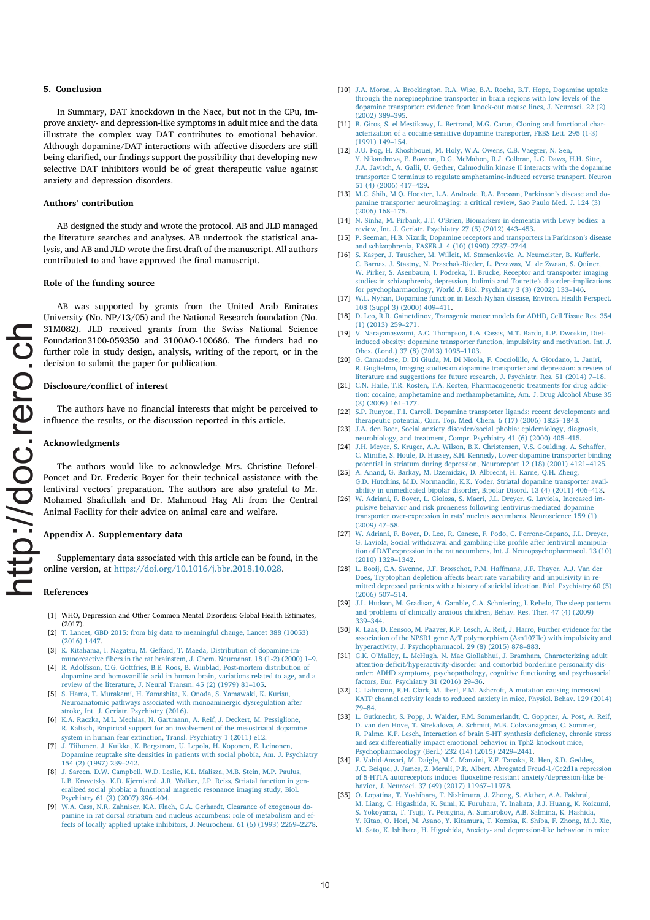## 5. Conclusion

In Summary, DAT knockdown in the Nacc, but not in the CPu, improve anxiety- and depression-like symptoms in adult mice and the data illustrate the complex way DAT contributes to emotional behavior. Although dopamine/DAT interactions with affective disorders are still being clarified, our findings support the possibility that developing new selective DAT inhibitors would be of great therapeutic value against anxiety and depression disorders.

## Authors' contribution

AB designed the study and wrote the protocol. AB and JLD managed the literature searches and analyses. AB undertook the statistical analysis, and AB and JLD wrote the first draft of the manuscript. All authors contributed to and have approved the final manuscript.

## Role of the funding source

AB was supported by grants from the United Arab Emirates University (No. NP/13/05) and the National Research foundation (No. 31M082). JLD received grants from the Swiss National Science Foundation3100-059350 and 3100AO-100686. The funders had no further role in study design, analysis, writing of the report, or in the decision to submit the paper for publication.

## Disclosure/conflict of interest

The authors have no financial interests that might be perceived to influence the results, or the discussion reported in this article.

## Acknowledgments

The authors would like to acknowledge Mrs. Christine Deforel-Poncet and Dr. Frederic Boyer for their technical assistance with the lentiviral vectors' preparation. The authors are also grateful to Mr. Mohamed Shafiullah and Dr. Mahmoud Hag Ali from the Central Animal Facility for their advice on animal care and welfare.

## Appendix A. Supplementary data

Supplementary data associated with this article can be found, in the online version, at https://doi.org/10.1016/j.bbr.2018.10.028.

## References

[1] WHO, Depression and Other Common Mental Disorders: Global Health Estimates, (2017).

[2] T. Lancet, GBD 2015: from big data to meaningful change, Lancet 388 (10053) (2016) 1447.

[3] K. Kitahama, I. Nagatsu, M. Geffard, T. Maeda, Distribution of dopamine-immunoreactive fibers in the rat brainstem, J. Chem. Neuroanat. 18 (1-2) (2000) 1–9.

[4] R. Adolfsson, C.G. Gottfries, B.E. Roos, B. Winblad, Post-mortem distribution of dopamine and homovanillic acid in human brain, variations related to age, and a review of the literature, J. Neural Transm. 45 (2) (1979) 81–105.

[5] S. Hama, T. Murakami, H. Yamashita, K. Onoda, S. Yamawaki, K. Kurisu, Neuroanatomic pathways associated with monoaminergic dysregulation after stroke, Int. J. Geriatr. Psychiatry (2016).

[6] K.A. Raczka, M.L. Mechias, N. Gartmann, A. Reif, J. Deckert, M. Pessiglione, R. Kalisch, Empirical support for an involvement of the mesostriatal dopamine system in human fear extinction, Transl. Psychiatry 1 (2011) e12.

[7] J. Tiihonen, J. Kuikka, K. Bergstrom, U. Lepola, H. Koponen, E. Leinonen, Dopamine reuptake site densities in patients with social phobia, Am. J. Psychiatry 154 (2) (1997) 239–242.

[8] J. Sareen, D.W. Campbell, W.D. Leslie, K.L. Malisza, M.B. Stein, M.P. Paulus, L.B. Kravetsky, K.D. Kjernisted, J.R. Walker, J.P. Reiss, Striatal function in generalized social phobia: a functional magnetic resonance imaging study, Biol. Psychiatry 61 (3) (2007) 396–404.

[9] W.A. Cass, N.R. Zahniser, K.A. Flach, G.A. Gerhardt, Clearance of exogenous dopamine in rat dorsal striatum and nucleus accumbens: role of metabolism and effects of locally applied uptake inhibitors, J. Neurochem. 61 (6) (1993) 2269–2278.

[10] J.A. Moron, A. Brockington, R.A. Wise, B.A. Rocha, B.T. Hope, Dopamine uptake through the norepinephrine transporter in brain regions with low levels of the dopamine transporter: evidence from knock-out mouse lines, J. Neurosci. 22 (2) (2002) 389–395.

[11] B. Giros, S. el Mestikawy, L. Bertrand, M.G. Caron, Cloning and functional characterization of a cocaine-sensitive dopamine transporter, FEBS Lett. 295 (1-3) (1991) 149–154.

[12] J.U. Fog, H. Khoshbouei, M. Holy, W.A. Owens, C.B. Vaegter, N. Sen, Y. Nikandrova, E. Bowton, D.G. McMahon, R.J. Colbran, L.C. Daws, H.H. Sitte, J.A. Javitch, A. Galli, U. Gether, Calmodulin kinase II interacts with the dopamine transporter C terminus to regulate amphetamine-induced reverse transport, Neuron 51 (4) (2006) 417–429.

[13] M.C. Shih, M.Q. Hoexter, L.A. Andrade, R.A. Bressan, Parkinson's disease and dopamine transporter neuroimaging: a critical review, Sao Paulo Med. J. 124 (3) (2006) 168–175.

[14] N. Sinha, M. Firbank, J.T. O'Brien, Biomarkers in dementia with Lewy bodies: a review, Int. J. Geriatr. Psychiatry 27 (5) (2012) 443–453.

[15] P. Seeman, H.B. Niznik, Dopamine receptors and transporters in Parkinson's disease and schizophrenia, FASEB J. 4 (10) (1990) 2737–2744.

[16] S. Kasper, J. Tauscher, M. Willeit, M. Stamenkovic, A. Neumeister, B. Kufferle, C. Barnas, J. Stastny, N. Praschak-Rieder, L. Pezawas, M. de Zwaan, S. Quiner, W. Pirker, S. Asenbaum, I. Podreka, T. Brucke, Receptor and transporter imaging studies in schizophrenia, depression, bulimia and Tourette's disorder–implications for psychopharmacology, World J. Biol. Psychiatry 3 (3) (2002) 133–146.

[17] W.L. Nyhan, Dopamine function in Lesch-Nyhan disease, Environ. Health Perspect. 108 (Suppl 3) (2000) 409–411.

[18] D. Leo, R.R. Gainetdinov, Transgenic mouse models for ADHD, Cell Tissue Res. 354 (1) (2013) 259–271.

[19] V. Narayanaswami, A.C. Thompson, L.A. Cassis, M.T. Bardo, L.P. Dwoskin, Diet-induced obesity: dopamine transporter function, impulsivity and motivation, Int. J. Obes. (Lond.) 37 (8) (2013) 1095–1103.

[20] G. Camardese, D. Di Giuda, M. Di Nicola, F. Cocciolillo, A. Giordano, L. Janiri, R. Guglielmo, Imaging studies on dopamine transporter and depression: a review of literature and suggestions for future research, J. Psychiatr. Res. 51 (2014) 7–18.

[21] C.N. Haile, T.R. Kosten, T.A. Kosten, Pharmacogenetic treatments for drug addiction: cocaine, amphetamine and methamphetamine, Am. J. Drug Alcohol Abuse 35 (3) (2009) 161–177.

[22] S.P. Runyon, F.I. Carroll, Dopamine transporter ligands: recent developments and therapeutic potential, Curr. Top. Med. Chem. 6 (17) (2006) 1825–1843.

[23] J.A. den Boer, Social anxiety disorder/social phobia: epidemiology, diagnosis, neurobiology, and treatment, Compr. Psychiatry 41 (6) (2000) 405–415.

[24] J.H. Meyer, S. Kruger, A.A. Wilson, B.K. Christensen, V.S. Goulding, A. Schaffer, C. Minifie, S. Houle, D. Hussey, S.H. Kennedy, Lower dopamine transporter binding potential in striatum during depression, Neuroreport 12 (18) (2001) 4121–4125.

[25] A. Anand, G. Barkay, M. Dzemidzic, D. Albrecht, H. Karne, Q.H. Zheng, G.D. Hutchins, M.D. Normandin, K.K. Yoder, Striatal dopamine transporter availability in unmedicated bipolar disorder, Bipolar Disord. 13 (4) (2011) 406–413.

[26] W. Adriani, F. Boyer, L. Gioiosa, S. Macri, J.L. Dreyer, G. Laviola, Increased impulsive behavior and risk proneness following lentivirus-mediated dopamine transporter over-expression in rats' nucleus accumbens, Neuroscience 159 (1) (2009) 47–58.

[27] W. Adriani, F. Boyer, D. Leo, R. Canese, F. Podo, C. Perrone-Capano, J.L. Dreyer, G. Laviola, Social withdrawal and gambling-like profile after lentiviral manipulation of DAT expression in the rat accumbens, Int. J. Neuropsychopharmacol. 13 (10) (2010) 1329–1342.

[28] L. Booij, C.A. Swenne, J.F. Brosschot, P.M. Haffmans, J.F. Thayer, A.J. Van der Does, Tryptophan depletion affects heart rate variability and impulsivity in remitted depressed patients with a history of suicidal ideation, Biol. Psychiatry 60 (5) (2006) 507–514.

[29] J.L. Hudson, M. Gradisar, A. Gamble, C.A. Schniering, I. Rebelo, The sleep patterns and problems of clinically anxious children, Behav. Res. Ther. 47 (4) (2009) 339–344.

[30] K. Laas, D. Eensoo, M. Paaver, K.P. Lesch, A. Reif, J. Harro, Further evidence for the association of the NPSR1 gene A/T polymorphism (Asn107Ile) with impulsivity and hyperactivity, J. Psychopharmacol. 29 (8) (2015) 878–883.

[31] G.K. O'Malley, L. McHugh, N. Mac Giollabhui, J. Bramham, Characterizing adult attention-deficit/hyperactivity-disorder and comorbid borderline personality disorder: ADHD symptoms, psychopathology, cognitive functioning and psychosocial factors, Eur. Psychiatry 31 (2016) 29–36.

[32] C. Lahmann, R.H. Clark, M. Iberl, F.M. Ashcroft, A mutation causing increased KATP channel activity leads to reduced anxiety in mice, Physiol. Behav. 129 (2014) 79–84.

[33] L. Gutknecht, S. Popp, J. Waider, F.M. Sommerlandt, C. Goppner, A. Post, A. Reif, D. van den Hove, T. Strekalova, A. Schmitt, M.B. Colavarsigmao, C. Sommer, R. Palme, K.P. Lesch, Interaction of brain 5-HT synthesis deficiency, chronic stress and sex differentially impact emotional behavior in Tph2 knockout mice, Psychopharmacology (Berl.) 232 (14) (2015) 2429–2441.

[34] F. Vahid-Ansari, M. Daigle, M.C. Manzini, K.F. Tanaka, R. Hen, S.D. Geddes, J.C. Beique, J. James, Z. Merali, P.R. Albert, Abrogated Freud-1/Cc2d1a repression of 5-HT1A autoreceptors induces fluoxetine-resistant anxiety/depression-like behavior, J. Neurosci. 37 (49) (2017) 11967–11978.

[35] O. Lopatina, T. Yoshihara, T. Nishimura, J. Zhong, S. Akther, A.A. Fakhrul, M. Liang, C. Higashida, K. Sumi, K. Furuhara, Y. Inahata, J.J. Huang, K. Koizumi, S. Yokoyama, T. Tsuji, Y. Petugina, A. Sumarokov, A.B. Salmina, K. Hashida, Y. Kitao, O. Hori, M. Asano, Y. Kitamura, T. Kozaka, K. Shiba, F. Zhong, M.J. Xie, M. Sato, K. Ishihara, H. Higashida, Anxiety- and depression-like behavior in mice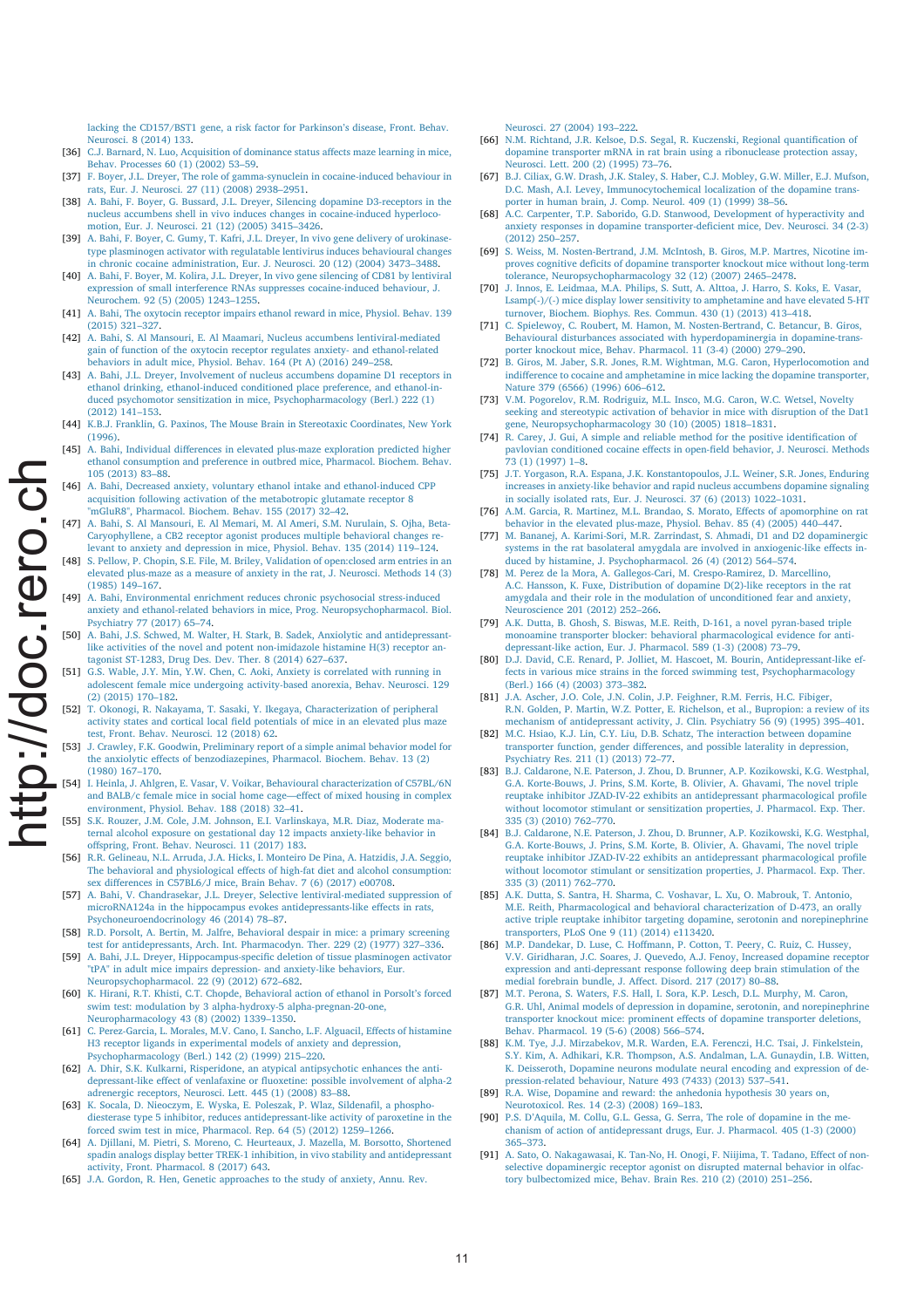lacking the CD157/BST1 gene, a risk factor for Parkinson's disease, Front. Behav. Neurosci. 8 (2014) 133.

[36] C.J. Barnard, N. Luo, Acquisition of dominance status affects maze learning in mice, Behav. Processes 60 (1) (2002) 53–59.

[37] F. Boyer, J.L. Dreyer, The role of gamma-synuclein in cocaine-induced behaviour in rats, Eur. J. Neurosci. 27 (11) (2008) 2938–2951.

[38] A. Bahi, F. Boyer, G. Bussard, J.L. Dreyer, Silencing dopamine D3-receptors in the nucleus accumbens shell in vivo induces changes in cocaine-induced hyperlocomotion, Eur. J. Neurosci. 21 (12) (2005) 3415–3426.

[39] A. Bahi, F. Boyer, C. Gumy, T. Kafri, J.L. Dreyer, In vivo gene delivery of urokinase-type plasminogen activator with regulatable lentivirus induces behavioural changes in chronic cocaine administration, Eur. J. Neurosci. 20 (12) (2004) 3473–3488.

[40] A. Bahi, F. Boyer, M. Kolira, J.L. Dreyer, In vivo gene silencing of CD81 by lentiviral expression of small interference RNAs suppresses cocaine-induced behaviour, J. Neurochem. 92 (5) (2005) 1243–1255.

[41] A. Bahi, The oxytocin receptor impairs ethanol reward in mice, Physiol. Behav. 139 (2015) 321–327.

[42] A. Bahi, S. Al Mansouri, E. Al Maamari, Nucleus accumbens lentiviral-mediated gain of function of the oxytocin receptor regulates anxiety- and ethanol-related behaviors in adult mice, Physiol. Behav. 164 (Pt A) (2016) 249–258.

[43] A. Bahi, J.L. Dreyer, Involvement of nucleus accumbens dopamine D1 receptors in ethanol drinking, ethanol-induced conditioned place preference, and ethanol-induced psychomotor sensitization in mice, Psychopharmacology (Berl.) 222 (1) (2012) 141–153.

[44] K.B.J. Franklin, G. Paxinos, The Mouse Brain in Stereotaxic Coordinates, New York (1996).

[45] A. Bahi, Individual differences in elevated plus-maze exploration predicted higher ethanol consumption and preference in outbred mice, Pharmacol. Biochem. Behav. 105 (2013) 83–88.

[46] A. Bahi, Decreased anxiety, voluntary ethanol intake and ethanol-induced CPP acquisition following activation of the metabotropic glutamate receptor 8 "mGluR8", Pharmacol. Biochem. Behav. 155 (2017) 32–42.

[47] A. Bahi, S. Al Mansouri, E. Al Memari, M. Al Ameri, S.M. Nurulain, S. Ojha, Beta-Caryophyllene, a CB2 receptor agonist produces multiple behavioral changes relevant to anxiety and depression in mice, Physiol. Behav. 135 (2014) 119–124.

[48] S. Pellow, P. Chopin, S.E. File, M. Briley, Validation of open:closed arm entries in an elevated plus-maze as a measure of anxiety in the rat, J. Neurosci. Methods 14 (3) (1985) 149–167.

[49] A. Bahi, Environmental enrichment reduces chronic psychosocial stress-induced anxiety and ethanol-related behaviors in mice, Prog. Neuropsychopharmacol. Biol. Psychiatry 77 (2017) 65–74.

[50] A. Bahi, J.S. Schwed, M. Walter, H. Stark, B. Sadek, Anxiolytic and antidepressant-like activities of the novel and potent non-imidazole histamine H(3) receptor antagonist ST-1283, Drug Des. Dev. Ther. 8 (2014) 627–637.

[51] G.S. Wable, J.Y. Min, Y.W. Chen, C. Aoki, Anxiety is correlated with running in adolescent female mice undergoing activity-based anorexia, Behav. Neurosci. 129 (2) (2015) 170–182.

[52] T. Okonogi, R. Nakayama, T. Sasaki, Y. Ikegaya, Characterization of peripheral activity states and cortical local field potentials of mice in an elevated plus maze test, Front. Behav. Neurosci. 12 (2018) 62.

[53] J. Crawley, F.K. Goodwin, Preliminary report of a simple animal behavior model for the anxiolytic effects of benzodiazepines, Pharmacol. Biochem. Behav. 13 (2) (1980) 167–170.

[54] I. Heinla, J. Ahlgren, E. Vasar, V. Voikar, Behavioural characterization of C57BL/6N and BALB/c female mice in social home cage—effect of mixed housing in complex environment, Physiol. Behav. 188 (2018) 32–41.

[55] S.K. Rouzer, J.M. Cole, J.M. Johnson, E.I. Varlinskaya, M.R. Diaz, Moderate maternal alcohol exposure on gestational day 12 impacts anxiety-like behavior in offspring, Front. Behav. Neurosci. 11 (2017) 183.

[56] R.R. Gelineau, N.L. Arruda, J.A. Hicks, I. Monteiro De Pina, A. Hatzidis, J.A. Seggio, The behavioral and physiological effects of high-fat diet and alcohol consumption: sex differences in C57BL6/J mice, Brain Behav. 7 (6) (2017) e00708.

[57] A. Bahi, V. Chandrasekar, J.L. Dreyer, Selective lentiviral-mediated suppression of microRNA124a in the hippocampus evokes antidepressants-like effects in rats, Psychoneuroendocrinology 46 (2014) 78–87.

[58] R.D. Porsolt, A. Bertin, M. Jalfre, Behavioral despair in mice: a primary screening test for antidepressants, Arch. Int. Pharmacodyn. Ther. 229 (2) (1977) 327–336.

[59] A. Bahi, J.L. Dreyer, Hippocampus-specific deletion of tissue plasminogen activator "tPA" in adult mice impairs depression- and anxiety-like behaviors, Eur. Neuropsychopharmacol. 22 (9) (2012) 672–682.

[60] K. Hirani, R.T. Khisti, C.T. Chopde, Behavioral action of ethanol in Porsolt's forced swim test: modulation by 3 alpha-hydroxy-5 alpha-pregnan-20-one, Neuropharmacology 43 (8) (2002) 1339–1350.

[61] C. Perez-Garcia, L. Morales, M.V. Cano, I. Sancho, L.F. Alguacil, Effects of histamine H3 receptor ligands in experimental models of anxiety and depression, Psychopharmacology (Berl.) 142 (2) (1999) 215–220.

[62] A. Dhir, S.K. Kulkarni, Risperidone, an atypical antipsychotic enhances the antidepressant-like effect of venlafaxine or fluoxetine: possible involvement of alpha-2 adrenergic receptors, Neurosci. Lett. 445 (1) (2008) 83–88.

[63] K. Socala, D. Nieoczym, E. Wyska, E. Poleszak, P. Wlaz, Sildenafil, a phosphodiesterase type 5 inhibitor, reduces antidepressant-like activity of paroxetine in the forced swim test in mice, Pharmacol. Rep. 64 (5) (2012) 1259–1266.

[64] A. Djillani, M. Pietri, S. Moreno, C. Heurteaux, J. Mazella, M. Borsotto, Shortened spadin analogs display better TREK-1 inhibition, in vivo stability and antidepressant activity, Front. Pharmacol. 8 (2017) 643.

[65] J.A. Gordon, R. Hen, Genetic approaches to the study of anxiety, Annu. Rev. Neurosci. 27 (2004) 193–222.

[66] N.M. Richtand, J.R. Kelsoe, D.S. Segal, R. Kuczenski, Regional quantification of dopamine transporter mRNA in rat brain using a ribonuclease protection assay, Neurosci. Lett. 200 (2) (1995) 73–76.

[67] B.J. Ciliax, G.W. Drash, J.K. Staley, S. Haber, C.J. Mobley, G.W. Miller, E.J. Mufson, D.C. Mash, A.I. Levey, Immunocytochemical localization of the dopamine transporter in human brain, J. Comp. Neurol. 409 (1) (1999) 38–56.

[68] A.C. Carpenter, T.P. Saborido, G.D. Stanwood, Development of hyperactivity and anxiety responses in dopamine transporter-deficient mice, Dev. Neurosci. 34 (2-3) (2012) 250–257.

[69] S. Weiss, M. Nosten-Bertrand, J.M. McIntosh, B. Giros, M.P. Martres, Nicotine improves cognitive deficits of dopamine transporter knockout mice without long-term tolerance, Neuropsychopharmacology 32 (12) (2007) 2465–2478.

[70] J. Innos, E. Leidmaa, M.A. Philips, S. Sutt, A. Alttoa, J. Harro, S. Koks, E. Vasar, Lsamp(-)/(-) mice display lower sensitivity to amphetamine and have elevated 5-HT turnover, Biochem. Biophys. Res. Commun. 430 (1) (2013) 413–418.

[71] C. Spielewoy, C. Roubert, M. Hamon, M. Nosten-Bertrand, C. Betancur, B. Giros, Behavioural disturbances associated with hyperdopaminergia in dopamine-transporter knockout mice, Behav. Pharmacol. 11 (3-4) (2000) 279–290.

[72] B. Giros, M. Jaber, S.R. Jones, R.M. Wightman, M.G. Caron, Hyperlocomotion and indifference to cocaine and amphetamine in mice lacking the dopamine transporter, Nature 379 (6566) (1996) 606–612.

[73] V.M. Pogorelov, R.M. Rodriguiz, M.L. Insco, M.G. Caron, W.C. Wetsel, Novelty seeking and stereotypic activation of behavior in mice with disruption of the Dat1 gene, Neuropsychopharmacology 30 (10) (2005) 1818–1831.

[74] R. Carey, J. Gui, A simple and reliable method for the positive identification of pavlovian conditioned cocaine effects in open-field behavior, J. Neurosci. Methods 73 (1) (1997) 1–8.

[75] J.T. Yorgason, R.A. Espana, J.K. Konstantopoulos, J.L. Weiner, S.R. Jones, Enduring increases in anxiety-like behavior and rapid nucleus accumbens dopamine signaling in socially isolated rats, Eur. J. Neurosci. 37 (6) (2013) 1022–1031.

[76] A.M. Garcia, R. Martinez, M.L. Brandao, S. Morato, Effects of apomorphine on rat behavior in the elevated plus-maze, Physiol. Behav. 85 (4) (2005) 440–447.

[77] M. Bananej, A. Karimi-Sori, M.R. Zarrindast, S. Ahmadi, D1 and D2 dopaminergic systems in the rat basolateral amygdala are involved in anxiogenic-like effects induced by histamine, J. Psychopharmacol. 26 (4) (2012) 564–574.

[78] M. Perez de la Mora, A. Gallegos-Cari, M. Crespo-Ramirez, D. Marcellino, A.C. Hansson, K. Fuxe, Distribution of dopamine D(2)-like receptors in the rat amygdala and their role in the modulation of unconditioned fear and anxiety, Neuroscience 201 (2012) 252–266.

[79] A.K. Dutta, B. Ghosh, S. Biswas, M.E. Reith, D-161, a novel pyran-based triple monoamine transporter blocker: behavioral pharmacological evidence for antidepressant-like action, Eur. J. Pharmacol. 589 (1-3) (2008) 73–79.

[80] D.J. David, C.E. Renard, P. Jolliet, M. Hascoet, M. Bourin, Antidepressant-like effects in various mice strains in the forced swimming test, Psychopharmacology (Berl.) 166 (4) (2003) 373–382.

[81] J.A. Ascher, J.O. Cole, J.N. Colin, J.P. Feighner, R.M. Ferris, H.C. Fibiger, R.N. Golden, P. Martin, W.Z. Potter, E. Richelson, et al., Bupropion: a review of its mechanism of antidepressant activity, J. Clin. Psychiatry 56 (9) (1995) 395–401.

[82] M.C. Hsiao, K.J. Lin, C.Y. Liu, D.B. Schatz, The interaction between dopamine transporter function, gender differences, and possible laterality in depression, Psychiatry Res. 211 (1) (2013) 72–77.

[83] B.J. Caldarone, N.E. Paterson, J. Zhou, D. Brunner, A.P. Kozikowski, K.G. Westphal, G.A. Korte-Bouws, J. Prins, S.M. Korte, B. Olivier, A. Ghavami, The novel triple reuptake inhibitor JZAD-IV-22 exhibits an antidepressant pharmacological profile without locomotor stimulant or sensitization properties, J. Pharmacol. Exp. Ther. 335 (3) (2010) 762–770.

[84] B.J. Caldarone, N.E. Paterson, J. Zhou, D. Brunner, A.P. Kozikowski, K.G. Westphal, G.A. Korte-Bouws, J. Prins, S.M. Korte, B. Olivier, A. Ghavami, The novel triple reuptake inhibitor JZAD-IV-22 exhibits an antidepressant pharmacological profile without locomotor stimulant or sensitization properties, J. Pharmacol. Exp. Ther. 335 (3) (2011) 762–770.

[85] A.K. Dutta, S. Santra, H. Sharma, C. Voshavar, L. Xu, O. Mabrouk, T. Antonio, M.E. Reith, Pharmacological and behavioral characterization of D-473, an orally active triple reuptake inhibitor targeting dopamine, serotonin and norepinephrine transporters, PLoS One 9 (11) (2014) e113420.

[86] M.P. Dandekar, D. Luse, C. Hoffmann, P. Cotton, T. Peery, C. Ruiz, C. Hussey, V.V. Giridharan, J.C. Soares, J. Quevedo, A.J. Fenoy, Increased dopamine receptor expression and anti-depressant response following deep brain stimulation of the medial forebrain bundle, J. Affect. Disord. 217 (2017) 80–88.

[87] M.T. Perona, S. Waters, F.S. Hall, I. Sora, K.P. Lesch, D.L. Murphy, M. Caron, G.R. Uhl, Animal models of depression in dopamine, serotonin, and norepinephrine transporter knockout mice: prominent effects of dopamine transporter deletions, Behav. Pharmacol. 19 (5-6) (2008) 566–574.

[88] K.M. Tye, J.J. Mirzabekov, M.R. Warden, E.A. Ferenczi, H.C. Tsai, J. Finkelstein, S.Y. Kim, A. Adhikari, K.R. Thompson, A.S. Andalman, L.A. Gunaydin, I.B. Witten, K. Deisseroth, Dopamine neurons modulate neural encoding and expression of depression-related behaviour, Nature 493 (7433) (2013) 537–541.

[89] R.A. Wise, Dopamine and reward: the anhedonia hypothesis 30 years on, Neurotoxicol. Res. 14 (2-3) (2008) 169–183.

[90] P.S. D'Aquila, M. Collu, G.L. Gessa, G. Serra, The role of dopamine in the mechanism of action of antidepressant drugs, Eur. J. Pharmacol. 405 (1-3) (2000) 365–373.

[91] A. Sato, O. Nakagawasai, K. Tan-No, H. Onogi, F. Niijima, T. Tadano, Effect of non-selective dopaminergic receptor agonist on disrupted maternal behavior in olfactory bulbectomized mice, Behav. Brain Res. 210 (2) (2010) 251–256.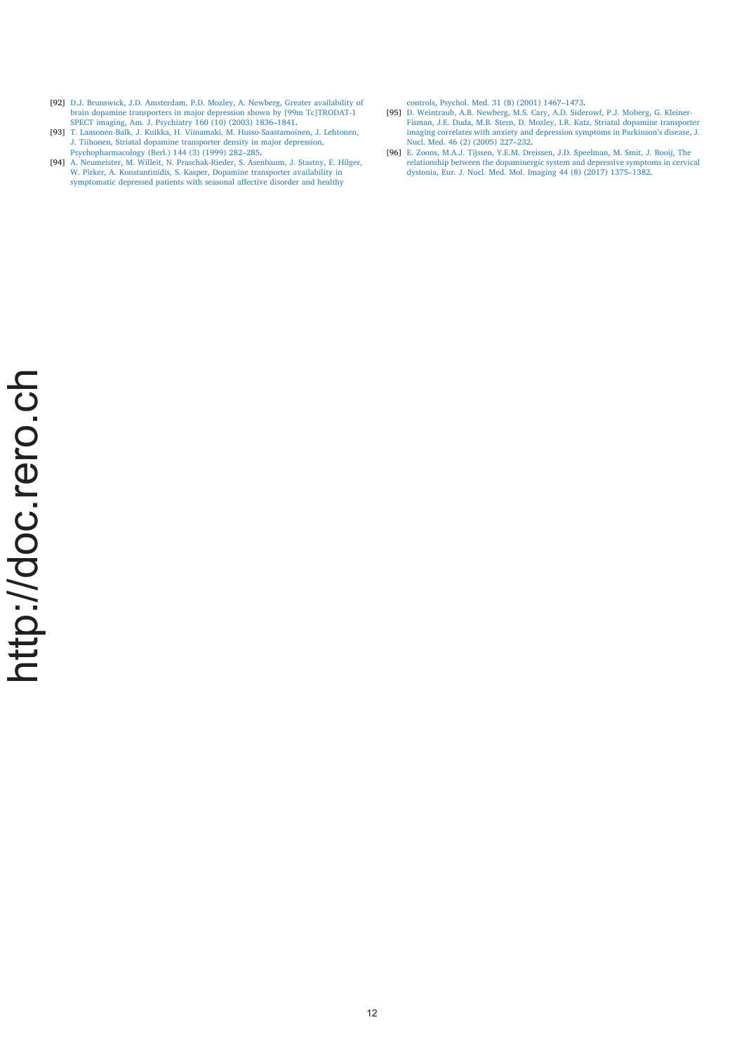[92] D.J. Brunswick, J.D. Amsterdam, P.D. Mozley, A. Newberg, Greater availability of brain dopamine transporters in major depression shown by [99m Tc]TRODAT-1 SPECT imaging, Am. J. Psychiatry 160 (10) (2003) 1836–1841.

[93] T. Laasonen-Balk, J. Kuikka, H. Viinamaki, M. Husso-Saastamoinen, J. Lehtonen, J. Tiihonen, Striatal dopamine transporter density in major depression, Psychopharmacology (Berl.) 144 (3) (1999) 282–285.

[94] A. Neumeister, M. Willeit, N. Praschak-Rieder, S. Asenbaum, J. Stastny, E. Hilger, W. Pirker, A. Konstantinidis, S. Kasper, Dopamine transporter availability in symptomatic depressed patients with seasonal affective disorder and healthy controls, Psychol. Med. 31 (8) (2001) 1467–1473.

[95] D. Weintraub, A.B. Newberg, M.S. Cary, A.D. Siderowf, P.J. Moberg, G. Kleiner-Fisman, J.E. Duda, M.B. Stern, D. Mozley, I.R. Katz, Striatal dopamine transporter imaging correlates with anxiety and depression symptoms in Parkinson's disease, J. Nucl. Med. 46 (2) (2005) 227–232.

[96] E. Zoons, M.A.J. Tijssen, Y.E.M. Dreissen, J.D. Speelman, M. Smit, J. Booij, The relationship between the dopaminergic system and depressive symptoms in cervical dystonia, Eur. J. Nucl. Med. Mol. Imaging 44 (8) (2017) 1375–1382.